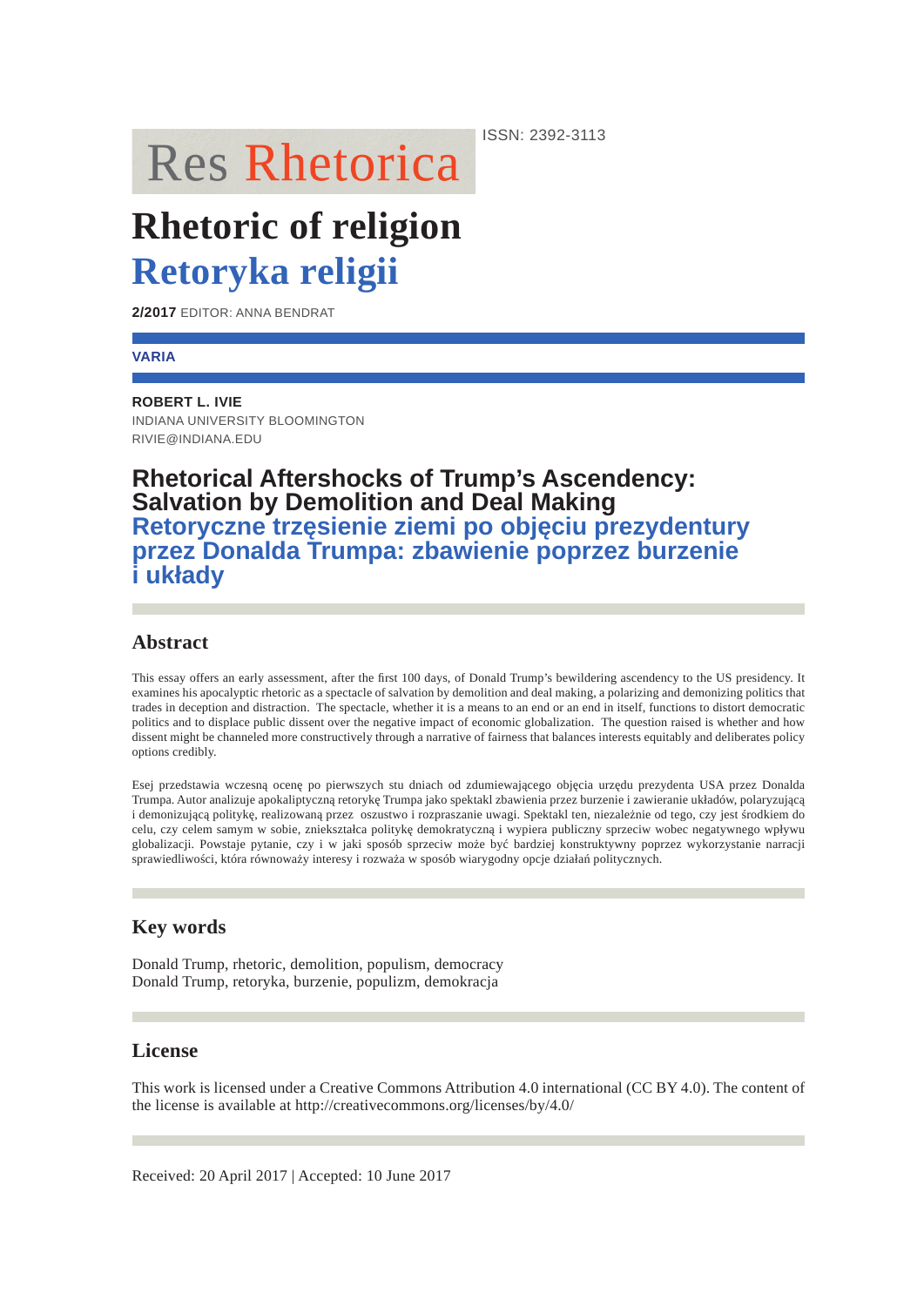ISSN: 2392-3113

Res Rhetorica

# Rhetoric of religion
# Retoryka religii

**2/2017** EDITOR: ANNA BENDRAT

**VARIA**

**ROBERT L. IVIE**
INDIANA UNIVERSITY BLOOMINGTON
RIVIE@INDIANA.EDU

## Rhetorical Aftershocks of Trump's Ascendency: Salvation by Demolition and Deal Making
## Retoryczne trzęsienie ziemi po objęciu prezydentury przez Donalda Trumpa: zbawienie poprzez burzenie i układy

### Abstract

This essay offers an early assessment, after the first 100 days, of Donald Trump's bewildering ascendency to the US presidency. It examines his apocalyptic rhetoric as a spectacle of salvation by demolition and deal making, a polarizing and demonizing politics that trades in deception and distraction. The spectacle, whether it is a means to an end or an end in itself, functions to distort democratic politics and to displace public dissent over the negative impact of economic globalization. The question raised is whether and how dissent might be channeled more constructively through a narrative of fairness that balances interests equitably and deliberates policy options credibly.

Esej przedstawia wczesną ocenę po pierwszych stu dniach od zdumiewającego objęcia urzędu prezydenta USA przez Donalda Trumpa. Autor analizuje apokaliptyczną retorykę Trumpa jako spektakl zbawienia przez burzenie i zawieranie układów, polaryzującą i demonizującą politykę, realizowaną przez oszustwo i rozpraszanie uwagi. Spektakl ten, niezależnie od tego, czy jest środkiem do celu, czy celem samym w sobie, zniekształca politykę demokratyczną i wypiera publiczny sprzeciw wobec negatywnego wpływu globalizacji. Powstaje pytanie, czy i w jaki sposób sprzeciw może być bardziej konstruktywny poprzez wykorzystanie narracji sprawiedliwości, która równoważy interesy i rozważa w sposób wiarygodny opcje działań politycznych.

### Key words

Donald Trump, rhetoric, demolition, populism, democracy
Donald Trump, retoryka, burzenie, populizm, demokracja

### License

This work is licensed under a Creative Commons Attribution 4.0 international (CC BY 4.0). The content of the license is available at http://creativecommons.org/licenses/by/4.0/

Received: 20 April 2017 | Accepted: 10 June 2017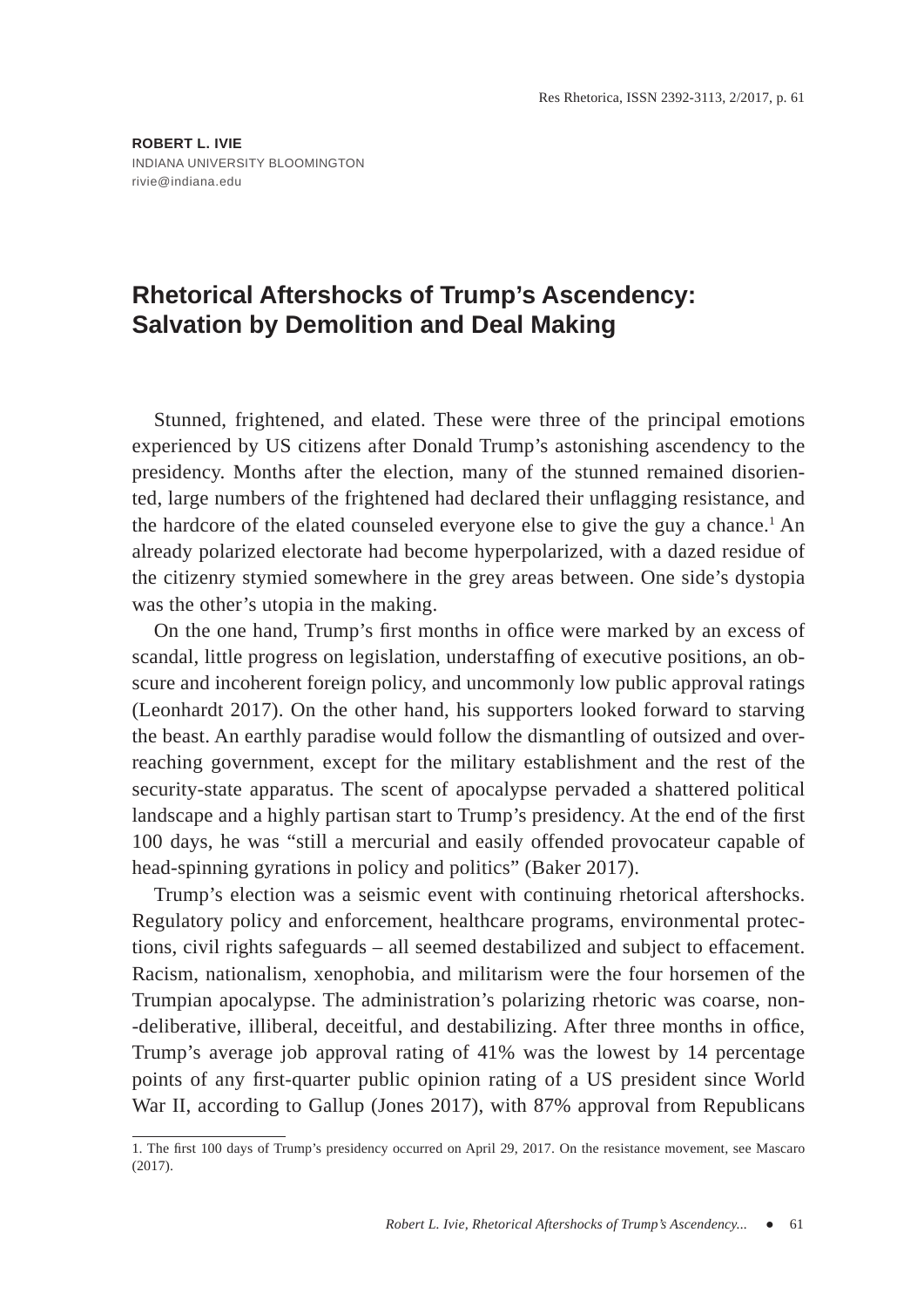**ROBERT L. IVIE**
INDIANA UNIVERSITY BLOOMINGTON
rivie@indiana.edu

# Rhetorical Aftershocks of Trump's Ascendency: Salvation by Demolition and Deal Making

Stunned, frightened, and elated. These were three of the principal emotions experienced by US citizens after Donald Trump's astonishing ascendency to the presidency. Months after the election, many of the stunned remained disoriented, large numbers of the frightened had declared their unflagging resistance, and the hardcore of the elated counseled everyone else to give the guy a chance.[1] An already polarized electorate had become hyperpolarized, with a dazed residue of the citizenry stymied somewhere in the grey areas between. One side's dystopia was the other's utopia in the making.

On the one hand, Trump's first months in office were marked by an excess of scandal, little progress on legislation, understaffing of executive positions, an obscure and incoherent foreign policy, and uncommonly low public approval ratings (Leonhardt 2017). On the other hand, his supporters looked forward to starving the beast. An earthly paradise would follow the dismantling of outsized and overreaching government, except for the military establishment and the rest of the security-state apparatus. The scent of apocalypse pervaded a shattered political landscape and a highly partisan start to Trump's presidency. At the end of the first 100 days, he was "still a mercurial and easily offended provocateur capable of head-spinning gyrations in policy and politics" (Baker 2017).

Trump's election was a seismic event with continuing rhetorical aftershocks. Regulatory policy and enforcement, healthcare programs, environmental protections, civil rights safeguards – all seemed destabilized and subject to effacement. Racism, nationalism, xenophobia, and militarism were the four horsemen of the Trumpian apocalypse. The administration's polarizing rhetoric was coarse, non-deliberative, illiberal, deceitful, and destabilizing. After three months in office, Trump's average job approval rating of 41% was the lowest by 14 percentage points of any first-quarter public opinion rating of a US president since World War II, according to Gallup (Jones 2017), with 87% approval from Republicans

1. The first 100 days of Trump's presidency occurred on April 29, 2017. On the resistance movement, see Mascaro (2017).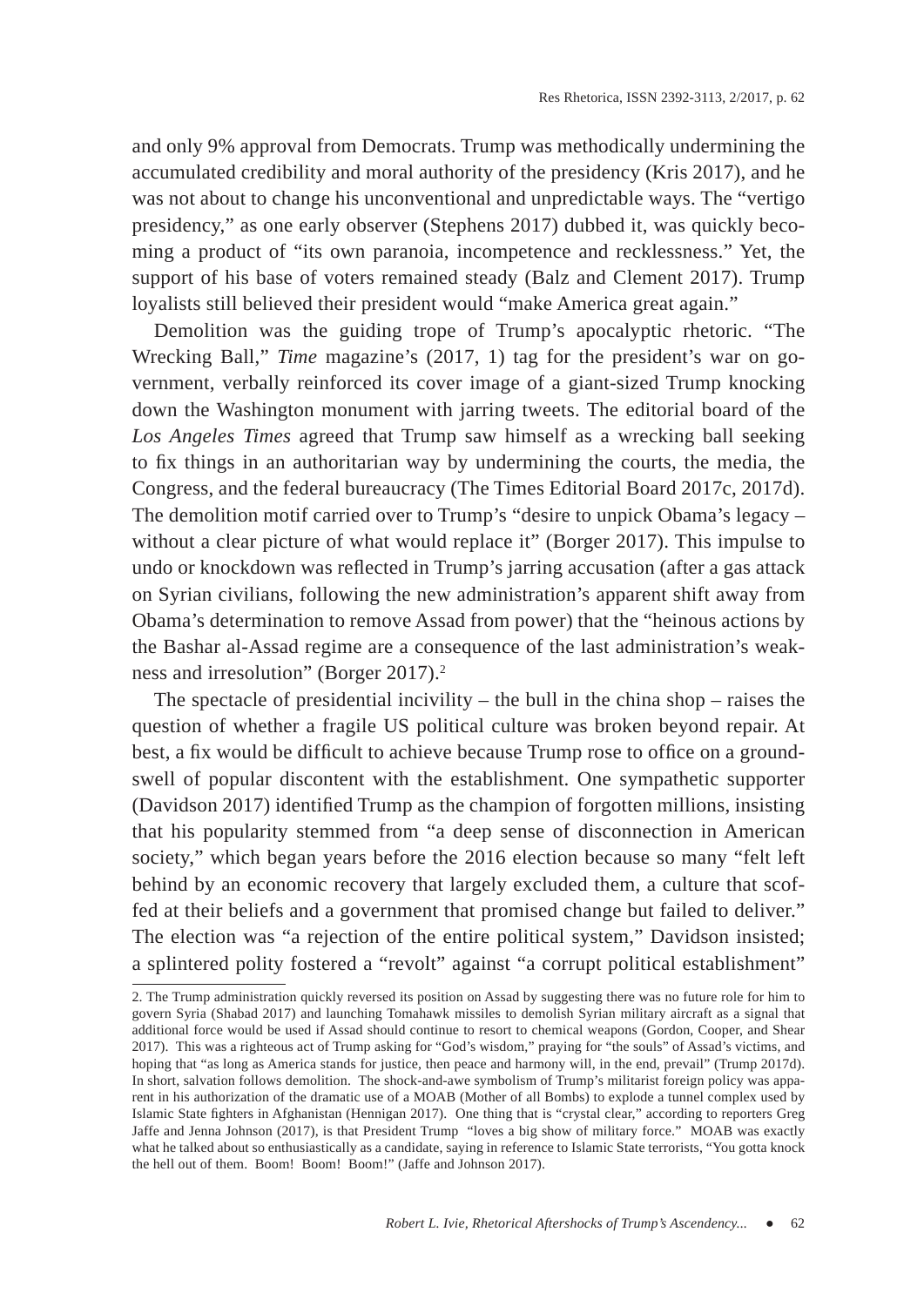and only 9% approval from Democrats. Trump was methodically undermining the accumulated credibility and moral authority of the presidency (Kris 2017), and he was not about to change his unconventional and unpredictable ways. The "vertigo presidency," as one early observer (Stephens 2017) dubbed it, was quickly becoming a product of "its own paranoia, incompetence and recklessness." Yet, the support of his base of voters remained steady (Balz and Clement 2017). Trump loyalists still believed their president would "make America great again."

Demolition was the guiding trope of Trump's apocalyptic rhetoric. "The Wrecking Ball," *Time* magazine's (2017, 1) tag for the president's war on government, verbally reinforced its cover image of a giant-sized Trump knocking down the Washington monument with jarring tweets. The editorial board of the *Los Angeles Times* agreed that Trump saw himself as a wrecking ball seeking to fix things in an authoritarian way by undermining the courts, the media, the Congress, and the federal bureaucracy (The Times Editorial Board 2017c, 2017d). The demolition motif carried over to Trump's "desire to unpick Obama's legacy – without a clear picture of what would replace it" (Borger 2017). This impulse to undo or knockdown was reflected in Trump's jarring accusation (after a gas attack on Syrian civilians, following the new administration's apparent shift away from Obama's determination to remove Assad from power) that the "heinous actions by the Bashar al-Assad regime are a consequence of the last administration's weakness and irresolution" (Borger 2017).[2]

The spectacle of presidential incivility – the bull in the china shop – raises the question of whether a fragile US political culture was broken beyond repair. At best, a fix would be difficult to achieve because Trump rose to office on a groundswell of popular discontent with the establishment. One sympathetic supporter (Davidson 2017) identified Trump as the champion of forgotten millions, insisting that his popularity stemmed from "a deep sense of disconnection in American society," which began years before the 2016 election because so many "felt left behind by an economic recovery that largely excluded them, a culture that scoffed at their beliefs and a government that promised change but failed to deliver." The election was "a rejection of the entire political system," Davidson insisted; a splintered polity fostered a "revolt" against "a corrupt political establishment"

2. The Trump administration quickly reversed its position on Assad by suggesting there was no future role for him to govern Syria (Shabad 2017) and launching Tomahawk missiles to demolish Syrian military aircraft as a signal that additional force would be used if Assad should continue to resort to chemical weapons (Gordon, Cooper, and Shear 2017). This was a righteous act of Trump asking for "God's wisdom," praying for "the souls" of Assad's victims, and hoping that "as long as America stands for justice, then peace and harmony will, in the end, prevail" (Trump 2017d). In short, salvation follows demolition. The shock-and-awe symbolism of Trump's militarist foreign policy was apparent in his authorization of the dramatic use of a MOAB (Mother of all Bombs) to explode a tunnel complex used by Islamic State fighters in Afghanistan (Hennigan 2017). One thing that is "crystal clear," according to reporters Greg Jaffe and Jenna Johnson (2017), is that President Trump "loves a big show of military force." MOAB was exactly what he talked about so enthusiastically as a candidate, saying in reference to Islamic State terrorists, "You gotta knock the hell out of them. Boom! Boom! Boom!" (Jaffe and Johnson 2017).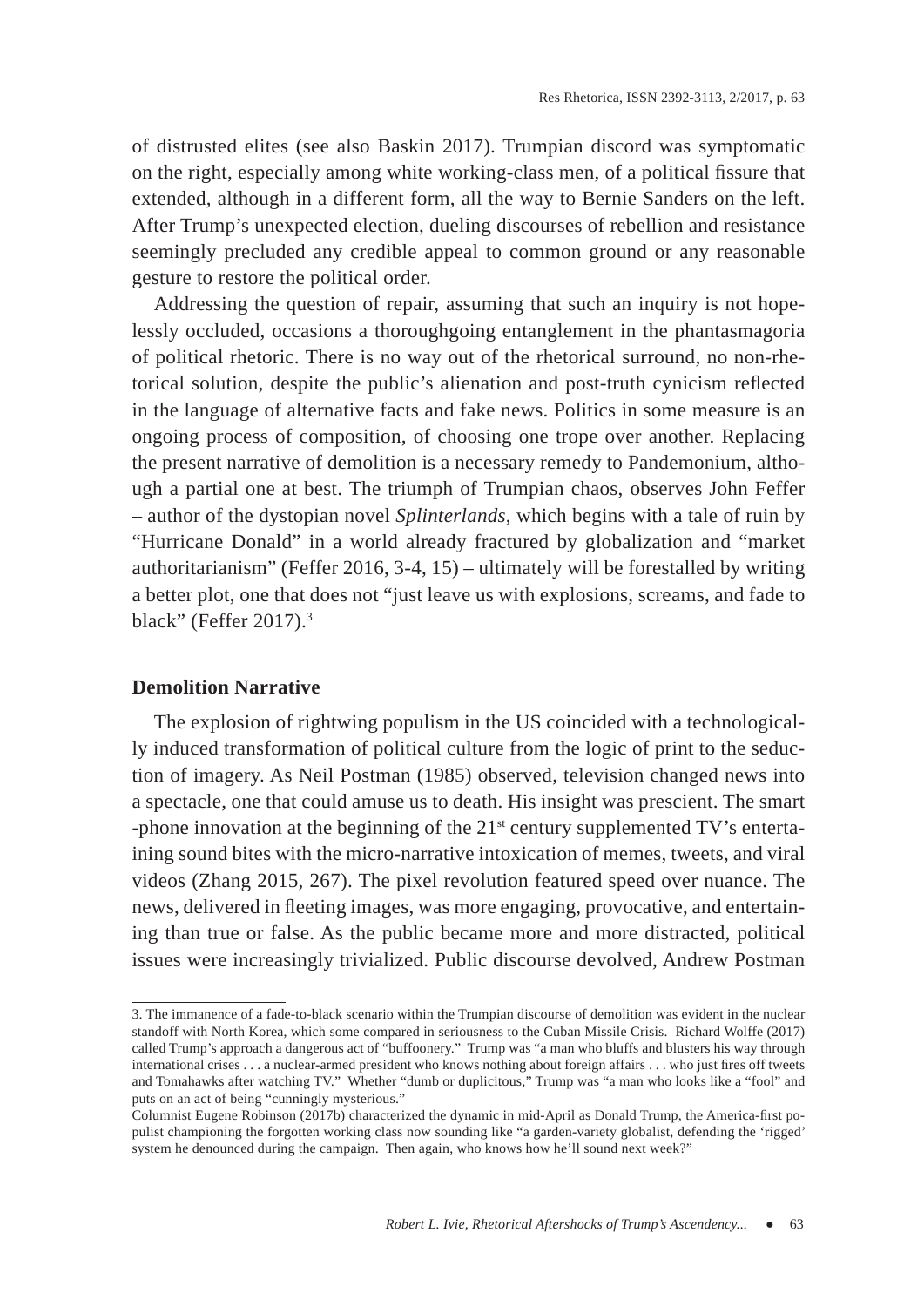of distrusted elites (see also Baskin 2017). Trumpian discord was symptomatic on the right, especially among white working-class men, of a political fissure that extended, although in a different form, all the way to Bernie Sanders on the left. After Trump's unexpected election, dueling discourses of rebellion and resistance seemingly precluded any credible appeal to common ground or any reasonable gesture to restore the political order.

Addressing the question of repair, assuming that such an inquiry is not hopelessly occluded, occasions a thoroughgoing entanglement in the phantasmagoria of political rhetoric. There is no way out of the rhetorical surround, no non-rhetorical solution, despite the public's alienation and post-truth cynicism reflected in the language of alternative facts and fake news. Politics in some measure is an ongoing process of composition, of choosing one trope over another. Replacing the present narrative of demolition is a necessary remedy to Pandemonium, although a partial one at best. The triumph of Trumpian chaos, observes John Feffer – author of the dystopian novel *Splinterlands*, which begins with a tale of ruin by "Hurricane Donald" in a world already fractured by globalization and "market authoritarianism" (Feffer 2016, 3-4, 15) – ultimately will be forestalled by writing a better plot, one that does not "just leave us with explosions, screams, and fade to black" (Feffer 2017).[3]

## Demolition Narrative

The explosion of rightwing populism in the US coincided with a technologically induced transformation of political culture from the logic of print to the seduction of imagery. As Neil Postman (1985) observed, television changed news into a spectacle, one that could amuse us to death. His insight was prescient. The smart-phone innovation at the beginning of the 21st century supplemented TV's entertaining sound bites with the micro-narrative intoxication of memes, tweets, and viral videos (Zhang 2015, 267). The pixel revolution featured speed over nuance. The news, delivered in fleeting images, was more engaging, provocative, and entertaining than true or false. As the public became more and more distracted, political issues were increasingly trivialized. Public discourse devolved, Andrew Postman

---

3. The immanence of a fade-to-black scenario within the Trumpian discourse of demolition was evident in the nuclear standoff with North Korea, which some compared in seriousness to the Cuban Missile Crisis. Richard Wolffe (2017) called Trump's approach a dangerous act of "buffoonery." Trump was "a man who bluffs and blusters his way through international crises . . . a nuclear-armed president who knows nothing about foreign affairs . . . who just fires off tweets and Tomahawks after watching TV." Whether "dumb or duplicitous," Trump was "a man who looks like a "fool" and puts on an act of being "cunningly mysterious."

Columnist Eugene Robinson (2017b) characterized the dynamic in mid-April as Donald Trump, the America-first populist championing the forgotten working class now sounding like "a garden-variety globalist, defending the 'rigged' system he denounced during the campaign. Then again, who knows how he'll sound next week?"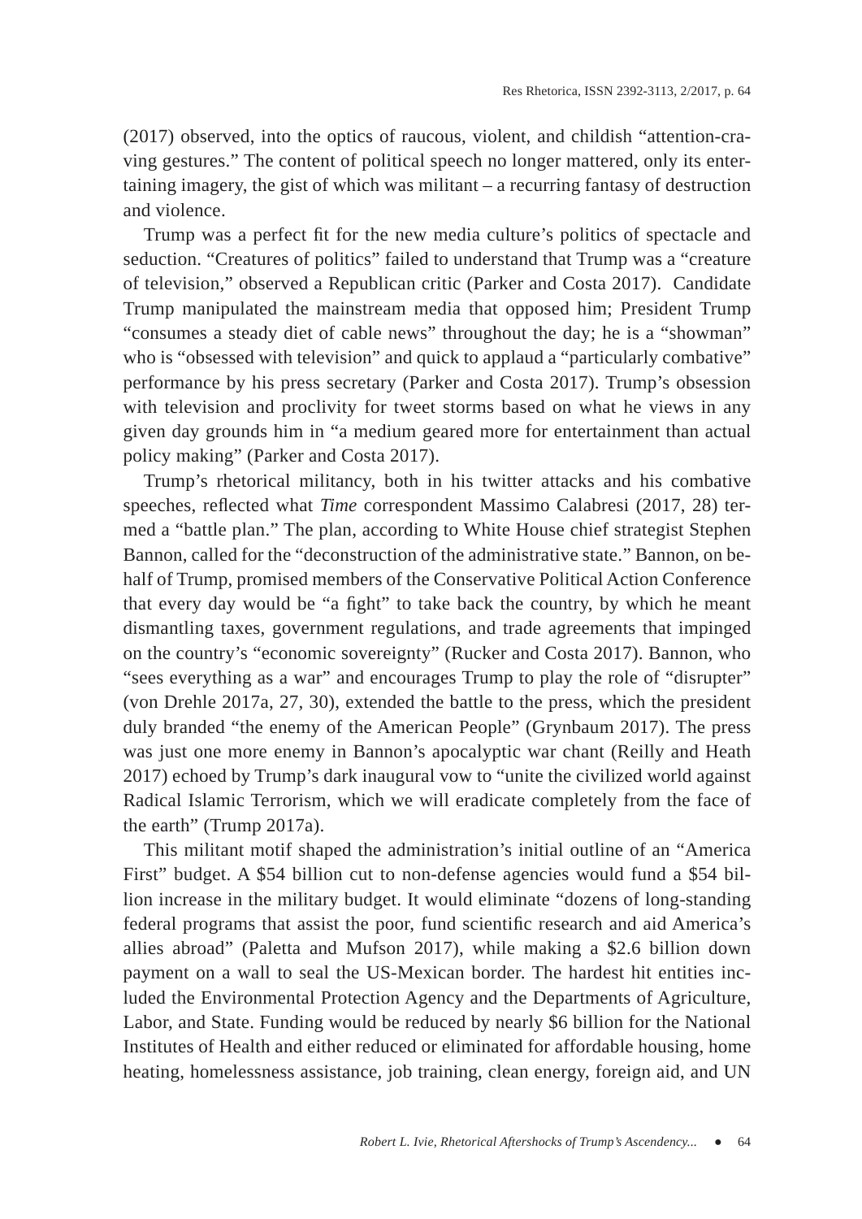(2017) observed, into the optics of raucous, violent, and childish "attention-craving gestures." The content of political speech no longer mattered, only its entertaining imagery, the gist of which was militant – a recurring fantasy of destruction and violence.

Trump was a perfect fit for the new media culture's politics of spectacle and seduction. "Creatures of politics" failed to understand that Trump was a "creature of television," observed a Republican critic (Parker and Costa 2017). Candidate Trump manipulated the mainstream media that opposed him; President Trump "consumes a steady diet of cable news" throughout the day; he is a "showman" who is "obsessed with television" and quick to applaud a "particularly combative" performance by his press secretary (Parker and Costa 2017). Trump's obsession with television and proclivity for tweet storms based on what he views in any given day grounds him in "a medium geared more for entertainment than actual policy making" (Parker and Costa 2017).

Trump's rhetorical militancy, both in his twitter attacks and his combative speeches, reflected what *Time* correspondent Massimo Calabresi (2017, 28) termed a "battle plan." The plan, according to White House chief strategist Stephen Bannon, called for the "deconstruction of the administrative state." Bannon, on behalf of Trump, promised members of the Conservative Political Action Conference that every day would be "a fight" to take back the country, by which he meant dismantling taxes, government regulations, and trade agreements that impinged on the country's "economic sovereignty" (Rucker and Costa 2017). Bannon, who "sees everything as a war" and encourages Trump to play the role of "disrupter" (von Drehle 2017a, 27, 30), extended the battle to the press, which the president duly branded "the enemy of the American People" (Grynbaum 2017). The press was just one more enemy in Bannon's apocalyptic war chant (Reilly and Heath 2017) echoed by Trump's dark inaugural vow to "unite the civilized world against Radical Islamic Terrorism, which we will eradicate completely from the face of the earth" (Trump 2017a).

This militant motif shaped the administration's initial outline of an "America First" budget. A \$54 billion cut to non-defense agencies would fund a \$54 billion increase in the military budget. It would eliminate "dozens of long-standing federal programs that assist the poor, fund scientific research and aid America's allies abroad" (Paletta and Mufson 2017), while making a \$2.6 billion down payment on a wall to seal the US-Mexican border. The hardest hit entities included the Environmental Protection Agency and the Departments of Agriculture, Labor, and State. Funding would be reduced by nearly \$6 billion for the National Institutes of Health and either reduced or eliminated for affordable housing, home heating, homelessness assistance, job training, clean energy, foreign aid, and UN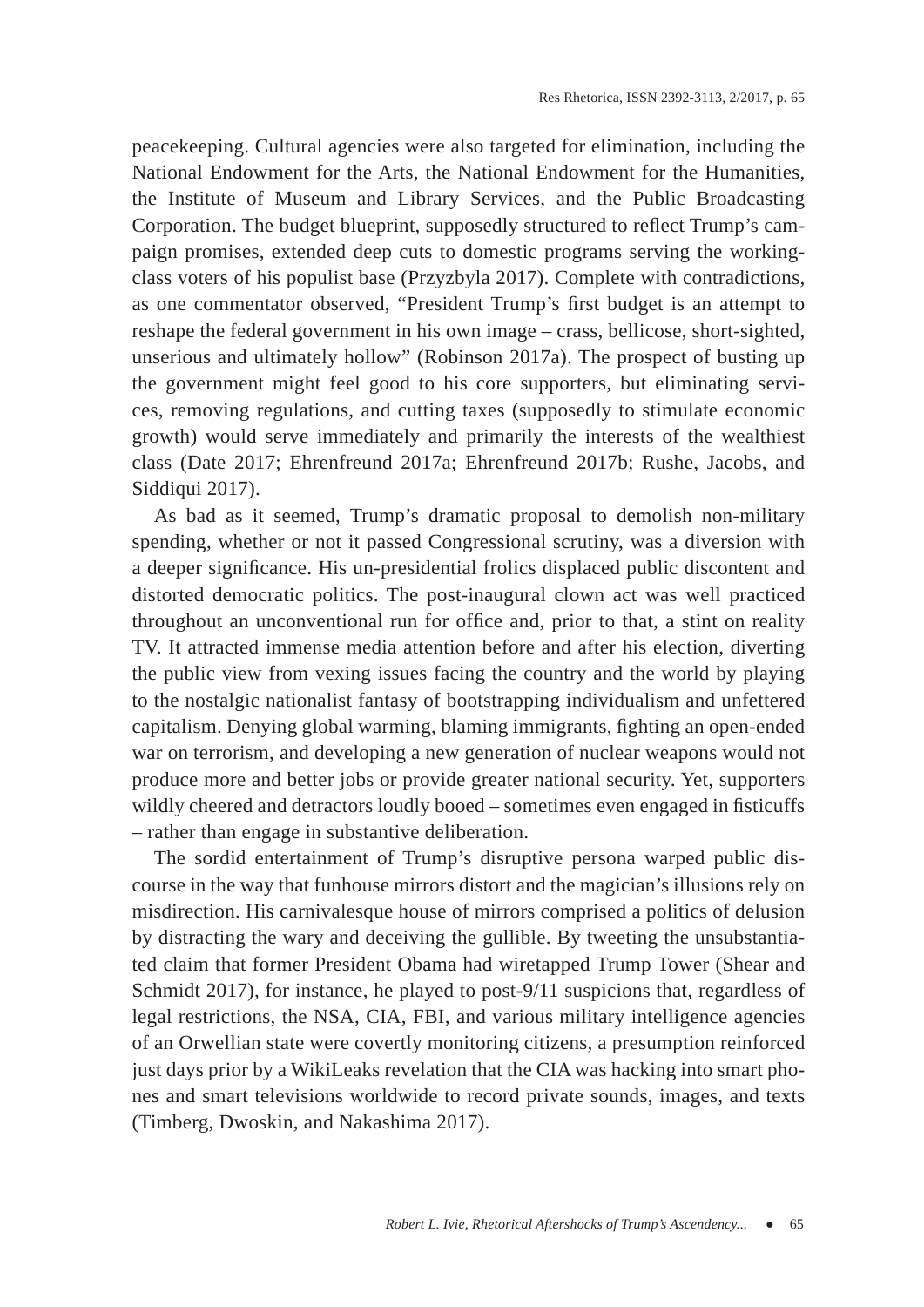peacekeeping. Cultural agencies were also targeted for elimination, including the National Endowment for the Arts, the National Endowment for the Humanities, the Institute of Museum and Library Services, and the Public Broadcasting Corporation. The budget blueprint, supposedly structured to reflect Trump's campaign promises, extended deep cuts to domestic programs serving the working-class voters of his populist base (Przyzbyla 2017). Complete with contradictions, as one commentator observed, "President Trump's first budget is an attempt to reshape the federal government in his own image – crass, bellicose, short-sighted, unserious and ultimately hollow" (Robinson 2017a). The prospect of busting up the government might feel good to his core supporters, but eliminating services, removing regulations, and cutting taxes (supposedly to stimulate economic growth) would serve immediately and primarily the interests of the wealthiest class (Date 2017; Ehrenfreund 2017a; Ehrenfreund 2017b; Rushe, Jacobs, and Siddiqui 2017).

As bad as it seemed, Trump's dramatic proposal to demolish non-military spending, whether or not it passed Congressional scrutiny, was a diversion with a deeper significance. His un-presidential frolics displaced public discontent and distorted democratic politics. The post-inaugural clown act was well practiced throughout an unconventional run for office and, prior to that, a stint on reality TV. It attracted immense media attention before and after his election, diverting the public view from vexing issues facing the country and the world by playing to the nostalgic nationalist fantasy of bootstrapping individualism and unfettered capitalism. Denying global warming, blaming immigrants, fighting an open-ended war on terrorism, and developing a new generation of nuclear weapons would not produce more and better jobs or provide greater national security. Yet, supporters wildly cheered and detractors loudly booed – sometimes even engaged in fisticuffs – rather than engage in substantive deliberation.

The sordid entertainment of Trump's disruptive persona warped public discourse in the way that funhouse mirrors distort and the magician's illusions rely on misdirection. His carnivalesque house of mirrors comprised a politics of delusion by distracting the wary and deceiving the gullible. By tweeting the unsubstantiated claim that former President Obama had wiretapped Trump Tower (Shear and Schmidt 2017), for instance, he played to post-9/11 suspicions that, regardless of legal restrictions, the NSA, CIA, FBI, and various military intelligence agencies of an Orwellian state were covertly monitoring citizens, a presumption reinforced just days prior by a WikiLeaks revelation that the CIA was hacking into smart phones and smart televisions worldwide to record private sounds, images, and texts (Timberg, Dwoskin, and Nakashima 2017).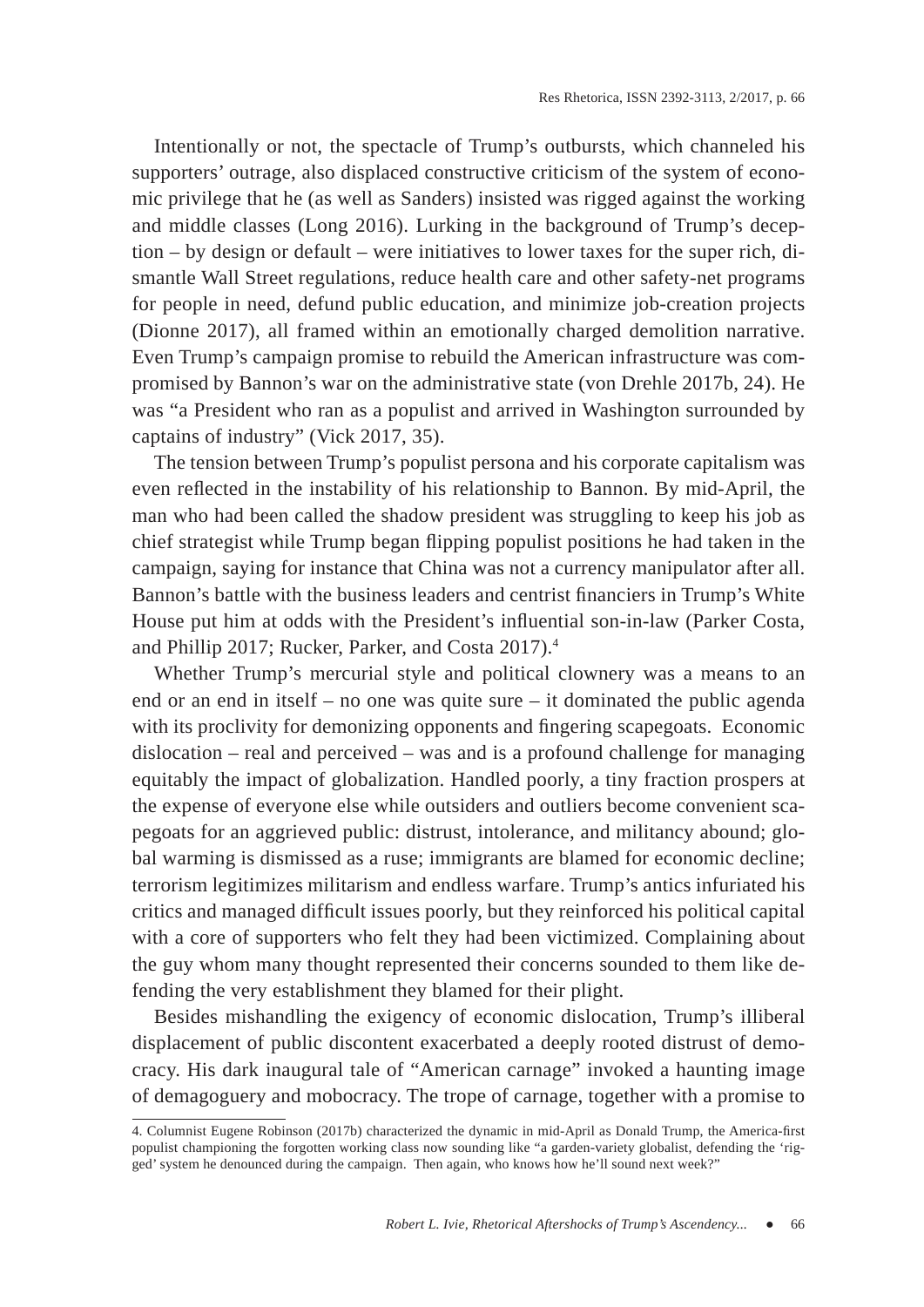Intentionally or not, the spectacle of Trump's outbursts, which channeled his supporters' outrage, also displaced constructive criticism of the system of economic privilege that he (as well as Sanders) insisted was rigged against the working and middle classes (Long 2016). Lurking in the background of Trump's deception – by design or default – were initiatives to lower taxes for the super rich, dismantle Wall Street regulations, reduce health care and other safety-net programs for people in need, defund public education, and minimize job-creation projects (Dionne 2017), all framed within an emotionally charged demolition narrative. Even Trump's campaign promise to rebuild the American infrastructure was compromised by Bannon's war on the administrative state (von Drehle 2017b, 24). He was "a President who ran as a populist and arrived in Washington surrounded by captains of industry" (Vick 2017, 35).

The tension between Trump's populist persona and his corporate capitalism was even reflected in the instability of his relationship to Bannon. By mid-April, the man who had been called the shadow president was struggling to keep his job as chief strategist while Trump began flipping populist positions he had taken in the campaign, saying for instance that China was not a currency manipulator after all. Bannon's battle with the business leaders and centrist financiers in Trump's White House put him at odds with the President's influential son-in-law (Parker Costa, and Phillip 2017; Rucker, Parker, and Costa 2017).[4]

Whether Trump's mercurial style and political clownery was a means to an end or an end in itself – no one was quite sure – it dominated the public agenda with its proclivity for demonizing opponents and fingering scapegoats. Economic dislocation – real and perceived – was and is a profound challenge for managing equitably the impact of globalization. Handled poorly, a tiny fraction prospers at the expense of everyone else while outsiders and outliers become convenient scapegoats for an aggrieved public: distrust, intolerance, and militancy abound; global warming is dismissed as a ruse; immigrants are blamed for economic decline; terrorism legitimizes militarism and endless warfare. Trump's antics infuriated his critics and managed difficult issues poorly, but they reinforced his political capital with a core of supporters who felt they had been victimized. Complaining about the guy whom many thought represented their concerns sounded to them like defending the very establishment they blamed for their plight.

Besides mishandling the exigency of economic dislocation, Trump's illiberal displacement of public discontent exacerbated a deeply rooted distrust of democracy. His dark inaugural tale of "American carnage" invoked a haunting image of demagoguery and mobocracy. The trope of carnage, together with a promise to

---

4. Columnist Eugene Robinson (2017b) characterized the dynamic in mid-April as Donald Trump, the America-first populist championing the forgotten working class now sounding like "a garden-variety globalist, defending the 'rigged' system he denounced during the campaign. Then again, who knows how he'll sound next week?"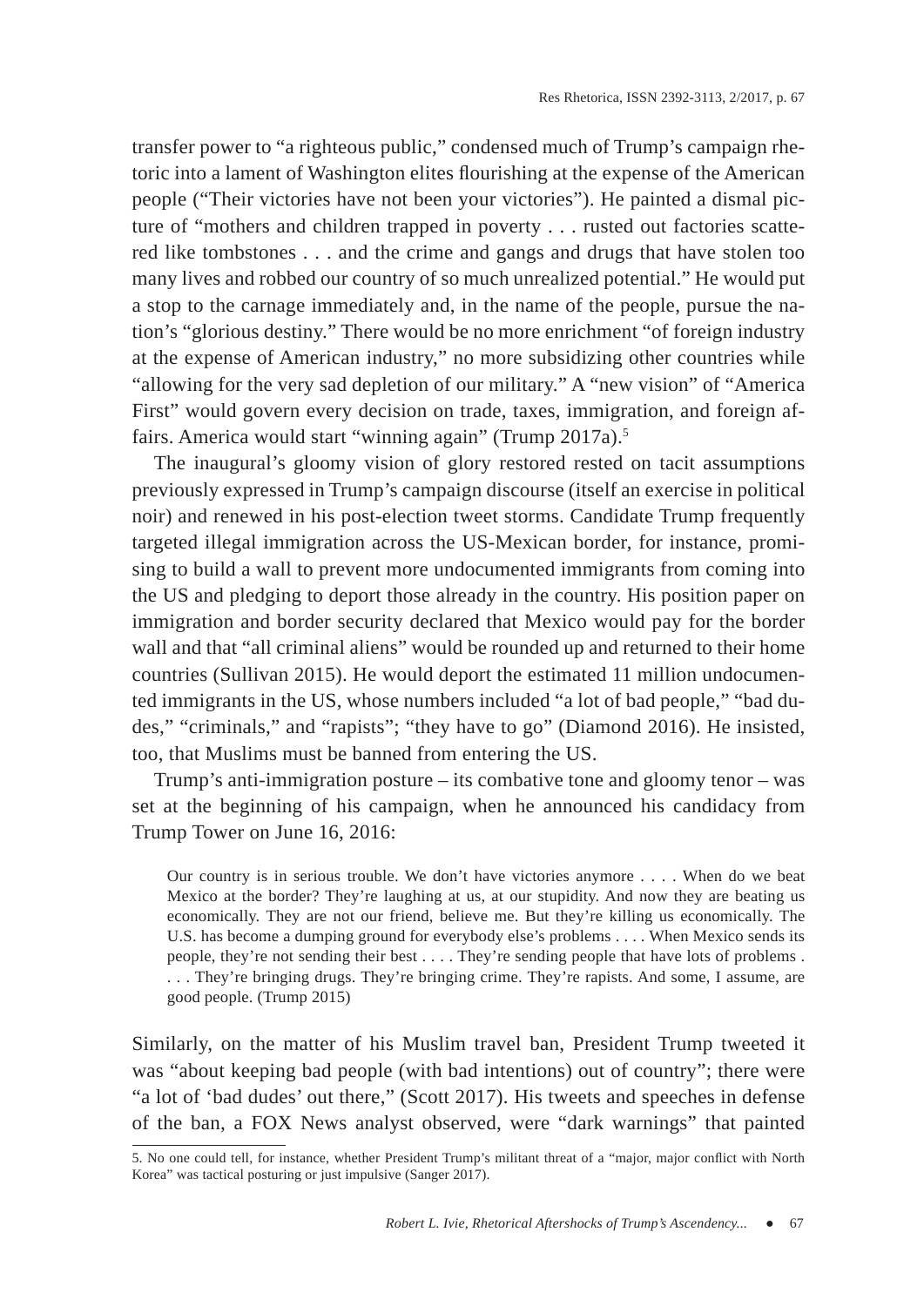transfer power to "a righteous public," condensed much of Trump's campaign rhetoric into a lament of Washington elites flourishing at the expense of the American people ("Their victories have not been your victories"). He painted a dismal picture of "mothers and children trapped in poverty . . . rusted out factories scattered like tombstones . . . and the crime and gangs and drugs that have stolen too many lives and robbed our country of so much unrealized potential." He would put a stop to the carnage immediately and, in the name of the people, pursue the nation's "glorious destiny." There would be no more enrichment "of foreign industry at the expense of American industry," no more subsidizing other countries while "allowing for the very sad depletion of our military." A "new vision" of "America First" would govern every decision on trade, taxes, immigration, and foreign affairs. America would start "winning again" (Trump 2017a).[5]

The inaugural's gloomy vision of glory restored rested on tacit assumptions previously expressed in Trump's campaign discourse (itself an exercise in political noir) and renewed in his post-election tweet storms. Candidate Trump frequently targeted illegal immigration across the US-Mexican border, for instance, promising to build a wall to prevent more undocumented immigrants from coming into the US and pledging to deport those already in the country. His position paper on immigration and border security declared that Mexico would pay for the border wall and that "all criminal aliens" would be rounded up and returned to their home countries (Sullivan 2015). He would deport the estimated 11 million undocumented immigrants in the US, whose numbers included "a lot of bad people," "bad dudes," "criminals," and "rapists"; "they have to go" (Diamond 2016). He insisted, too, that Muslims must be banned from entering the US.

Trump's anti-immigration posture – its combative tone and gloomy tenor – was set at the beginning of his campaign, when he announced his candidacy from Trump Tower on June 16, 2016:

> Our country is in serious trouble. We don't have victories anymore . . . . When do we beat Mexico at the border? They're laughing at us, at our stupidity. And now they are beating us economically. They are not our friend, believe me. But they're killing us economically. The U.S. has become a dumping ground for everybody else's problems . . . . When Mexico sends its people, they're not sending their best . . . . They're sending people that have lots of problems . . . . They're bringing drugs. They're bringing crime. They're rapists. And some, I assume, are good people. (Trump 2015)

Similarly, on the matter of his Muslim travel ban, President Trump tweeted it was "about keeping bad people (with bad intentions) out of country"; there were "a lot of 'bad dudes' out there," (Scott 2017). His tweets and speeches in defense of the ban, a FOX News analyst observed, were "dark warnings" that painted

---

5. No one could tell, for instance, whether President Trump's militant threat of a "major, major conflict with North Korea" was tactical posturing or just impulsive (Sanger 2017).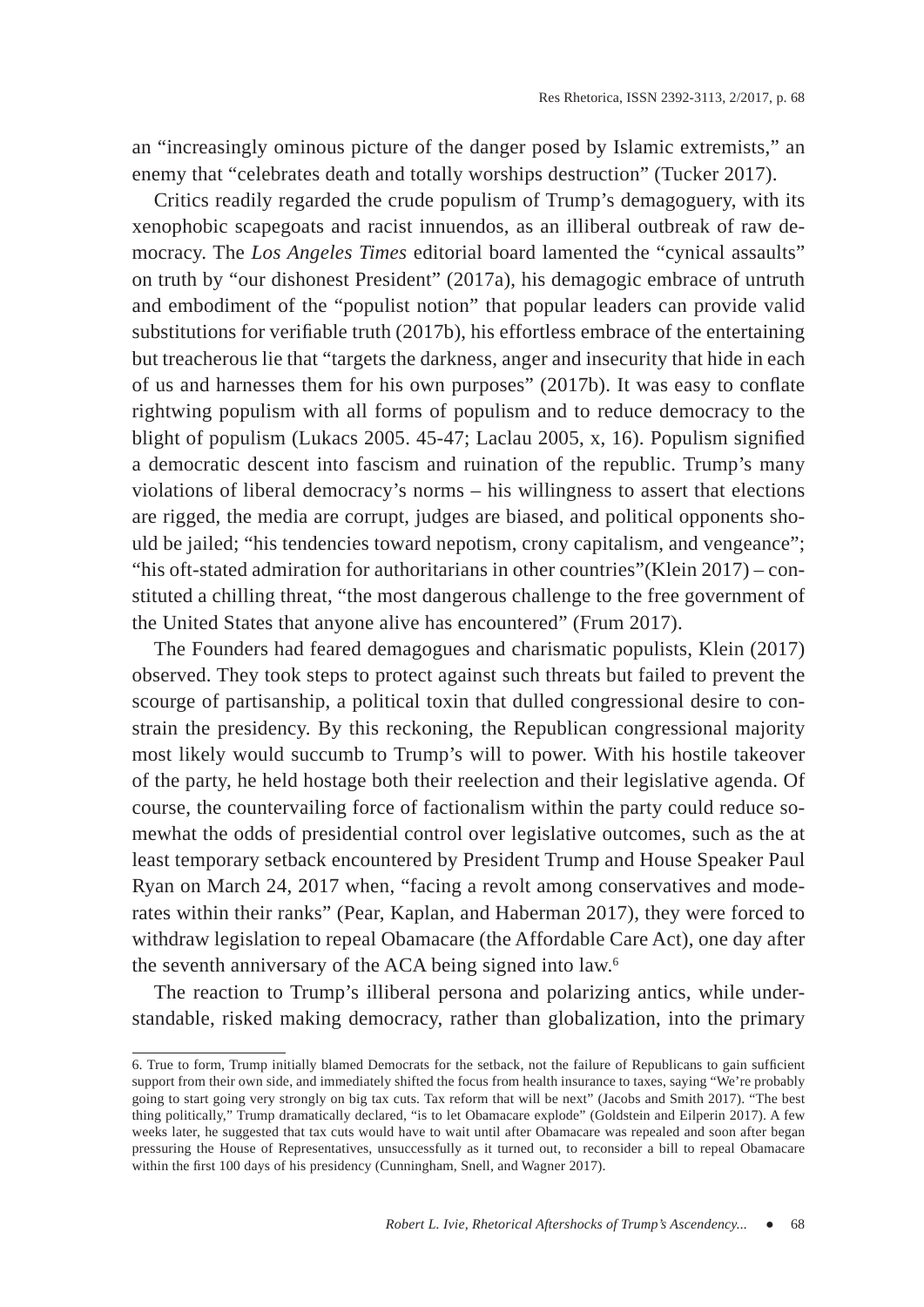an "increasingly ominous picture of the danger posed by Islamic extremists," an enemy that "celebrates death and totally worships destruction" (Tucker 2017).

Critics readily regarded the crude populism of Trump's demagoguery, with its xenophobic scapegoats and racist innuendos, as an illiberal outbreak of raw democracy. The *Los Angeles Times* editorial board lamented the "cynical assaults" on truth by "our dishonest President" (2017a), his demagogic embrace of untruth and embodiment of the "populist notion" that popular leaders can provide valid substitutions for verifiable truth (2017b), his effortless embrace of the entertaining but treacherous lie that "targets the darkness, anger and insecurity that hide in each of us and harnesses them for his own purposes" (2017b). It was easy to conflate rightwing populism with all forms of populism and to reduce democracy to the blight of populism (Lukacs 2005. 45-47; Laclau 2005, x, 16). Populism signified a democratic descent into fascism and ruination of the republic. Trump's many violations of liberal democracy's norms – his willingness to assert that elections are rigged, the media are corrupt, judges are biased, and political opponents should be jailed; "his tendencies toward nepotism, crony capitalism, and vengeance"; "his oft-stated admiration for authoritarians in other countries"(Klein 2017) – constituted a chilling threat, "the most dangerous challenge to the free government of the United States that anyone alive has encountered" (Frum 2017).

The Founders had feared demagogues and charismatic populists, Klein (2017) observed. They took steps to protect against such threats but failed to prevent the scourge of partisanship, a political toxin that dulled congressional desire to constrain the presidency. By this reckoning, the Republican congressional majority most likely would succumb to Trump's will to power. With his hostile takeover of the party, he held hostage both their reelection and their legislative agenda. Of course, the countervailing force of factionalism within the party could reduce somewhat the odds of presidential control over legislative outcomes, such as the at least temporary setback encountered by President Trump and House Speaker Paul Ryan on March 24, 2017 when, "facing a revolt among conservatives and moderates within their ranks" (Pear, Kaplan, and Haberman 2017), they were forced to withdraw legislation to repeal Obamacare (the Affordable Care Act), one day after the seventh anniversary of the ACA being signed into law.[6]

The reaction to Trump's illiberal persona and polarizing antics, while understandable, risked making democracy, rather than globalization, into the primary

6. True to form, Trump initially blamed Democrats for the setback, not the failure of Republicans to gain sufficient support from their own side, and immediately shifted the focus from health insurance to taxes, saying "We're probably going to start going very strongly on big tax cuts. Tax reform that will be next" (Jacobs and Smith 2017). "The best thing politically," Trump dramatically declared, "is to let Obamacare explode" (Goldstein and Eilperin 2017). A few weeks later, he suggested that tax cuts would have to wait until after Obamacare was repealed and soon after began pressuring the House of Representatives, unsuccessfully as it turned out, to reconsider a bill to repeal Obamacare within the first 100 days of his presidency (Cunningham, Snell, and Wagner 2017).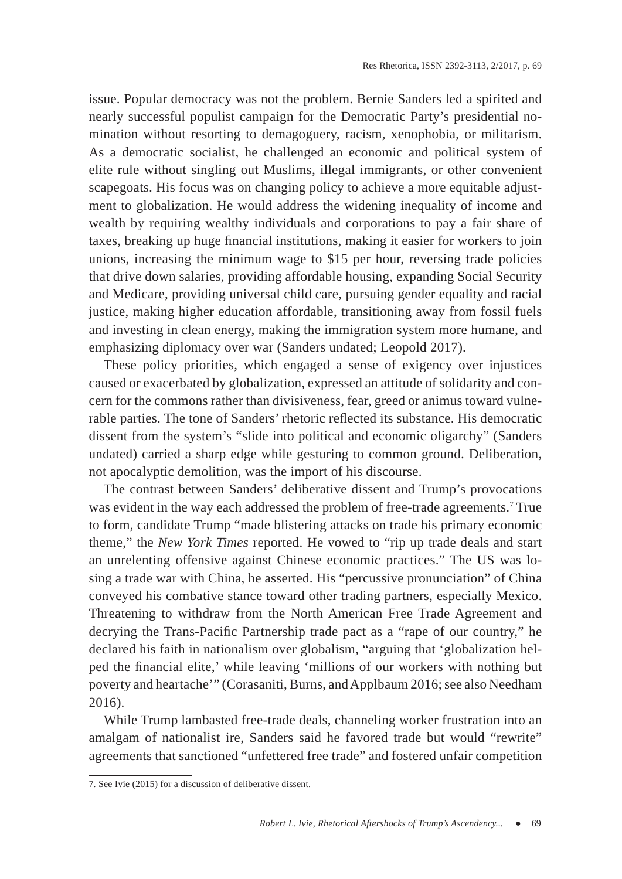issue. Popular democracy was not the problem. Bernie Sanders led a spirited and nearly successful populist campaign for the Democratic Party's presidential nomination without resorting to demagoguery, racism, xenophobia, or militarism. As a democratic socialist, he challenged an economic and political system of elite rule without singling out Muslims, illegal immigrants, or other convenient scapegoats. His focus was on changing policy to achieve a more equitable adjustment to globalization. He would address the widening inequality of income and wealth by requiring wealthy individuals and corporations to pay a fair share of taxes, breaking up huge financial institutions, making it easier for workers to join unions, increasing the minimum wage to $15 per hour, reversing trade policies that drive down salaries, providing affordable housing, expanding Social Security and Medicare, providing universal child care, pursuing gender equality and racial justice, making higher education affordable, transitioning away from fossil fuels and investing in clean energy, making the immigration system more humane, and emphasizing diplomacy over war (Sanders undated; Leopold 2017).

These policy priorities, which engaged a sense of exigency over injustices caused or exacerbated by globalization, expressed an attitude of solidarity and concern for the commons rather than divisiveness, fear, greed or animus toward vulnerable parties. The tone of Sanders' rhetoric reflected its substance. His democratic dissent from the system's "slide into political and economic oligarchy" (Sanders undated) carried a sharp edge while gesturing to common ground. Deliberation, not apocalyptic demolition, was the import of his discourse.

The contrast between Sanders' deliberative dissent and Trump's provocations was evident in the way each addressed the problem of free-trade agreements.[7] True to form, candidate Trump "made blistering attacks on trade his primary economic theme," the *New York Times* reported. He vowed to "rip up trade deals and start an unrelenting offensive against Chinese economic practices." The US was losing a trade war with China, he asserted. His "percussive pronunciation" of China conveyed his combative stance toward other trading partners, especially Mexico. Threatening to withdraw from the North American Free Trade Agreement and decrying the Trans-Pacific Partnership trade pact as a "rape of our country," he declared his faith in nationalism over globalism, "arguing that 'globalization helped the financial elite,' while leaving 'millions of our workers with nothing but poverty and heartache'" (Corasaniti, Burns, and Applbaum 2016; see also Needham 2016).

While Trump lambasted free-trade deals, channeling worker frustration into an amalgam of nationalist ire, Sanders said he favored trade but would "rewrite" agreements that sanctioned "unfettered free trade" and fostered unfair competition

7. See Ivie (2015) for a discussion of deliberative dissent.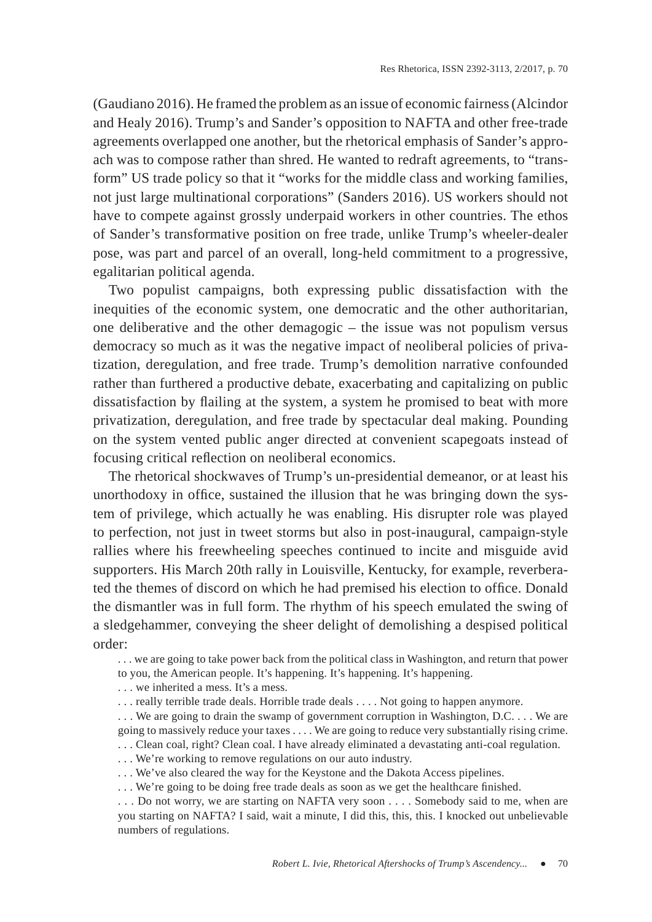(Gaudiano 2016). He framed the problem as an issue of economic fairness (Alcindor and Healy 2016). Trump's and Sander's opposition to NAFTA and other free-trade agreements overlapped one another, but the rhetorical emphasis of Sander's approach was to compose rather than shred. He wanted to redraft agreements, to "transform" US trade policy so that it "works for the middle class and working families, not just large multinational corporations" (Sanders 2016). US workers should not have to compete against grossly underpaid workers in other countries. The ethos of Sander's transformative position on free trade, unlike Trump's wheeler-dealer pose, was part and parcel of an overall, long-held commitment to a progressive, egalitarian political agenda.

Two populist campaigns, both expressing public dissatisfaction with the inequities of the economic system, one democratic and the other authoritarian, one deliberative and the other demagogic – the issue was not populism versus democracy so much as it was the negative impact of neoliberal policies of privatization, deregulation, and free trade. Trump's demolition narrative confounded rather than furthered a productive debate, exacerbating and capitalizing on public dissatisfaction by flailing at the system, a system he promised to beat with more privatization, deregulation, and free trade by spectacular deal making. Pounding on the system vented public anger directed at convenient scapegoats instead of focusing critical reflection on neoliberal economics.

The rhetorical shockwaves of Trump's un-presidential demeanor, or at least his unorthodoxy in office, sustained the illusion that he was bringing down the system of privilege, which actually he was enabling. His disrupter role was played to perfection, not just in tweet storms but also in post-inaugural, campaign-style rallies where his freewheeling speeches continued to incite and misguide avid supporters. His March 20th rally in Louisville, Kentucky, for example, reverberated the themes of discord on which he had premised his election to office. Donald the dismantler was in full form. The rhythm of his speech emulated the swing of a sledgehammer, conveying the sheer delight of demolishing a despised political order:

> . . . we are going to take power back from the political class in Washington, and return that power to you, the American people. It's happening. It's happening. It's happening.
> . . . we inherited a mess. It's a mess.
> . . . really terrible trade deals. Horrible trade deals . . . . Not going to happen anymore.
> . . . We are going to drain the swamp of government corruption in Washington, D.C. . . . We are going to massively reduce your taxes . . . . We are going to reduce very substantially rising crime.
> . . . Clean coal, right? Clean coal. I have already eliminated a devastating anti-coal regulation.
> . . . We're working to remove regulations on our auto industry.
> . . . We've also cleared the way for the Keystone and the Dakota Access pipelines.
> . . . We're going to be doing free trade deals as soon as we get the healthcare finished.
> . . . Do not worry, we are starting on NAFTA very soon . . . . Somebody said to me, when are you starting on NAFTA? I said, wait a minute, I did this, this, this. I knocked out unbelievable numbers of regulations.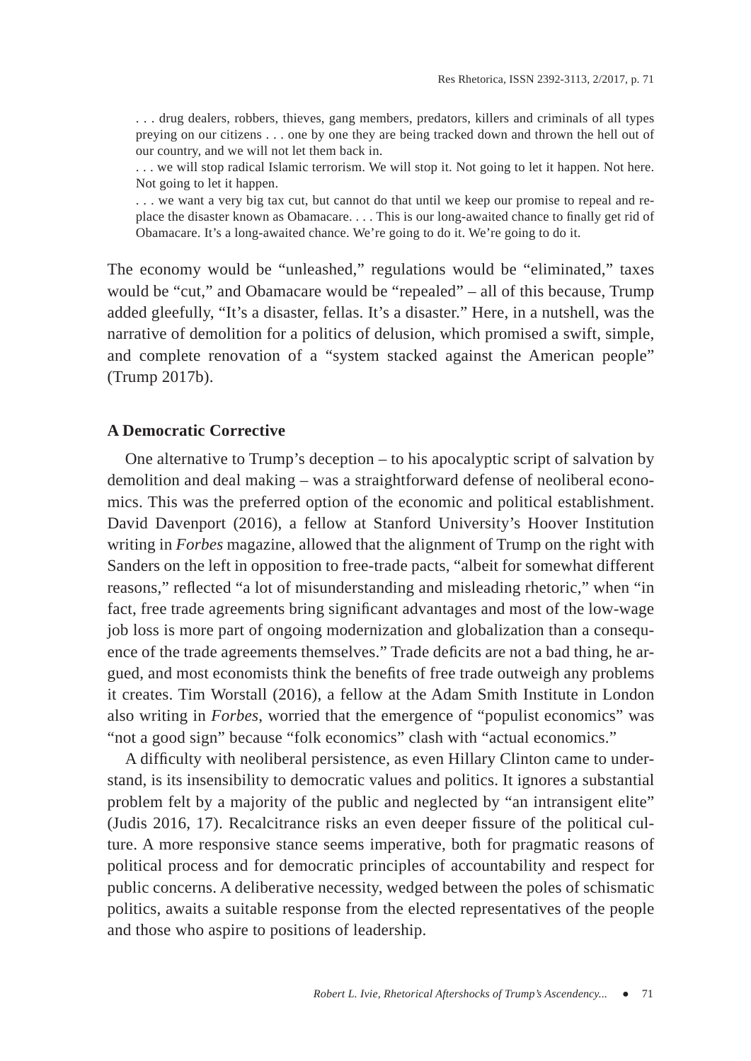> . . . drug dealers, robbers, thieves, gang members, predators, killers and criminals of all types preying on our citizens . . . one by one they are being tracked down and thrown the hell out of our country, and we will not let them back in.
>
> . . . we will stop radical Islamic terrorism. We will stop it. Not going to let it happen. Not here. Not going to let it happen.
>
> . . . we want a very big tax cut, but cannot do that until we keep our promise to repeal and replace the disaster known as Obamacare. . . . This is our long-awaited chance to finally get rid of Obamacare. It's a long-awaited chance. We're going to do it. We're going to do it.

The economy would be "unleashed," regulations would be "eliminated," taxes would be "cut," and Obamacare would be "repealed" – all of this because, Trump added gleefully, "It's a disaster, fellas. It's a disaster." Here, in a nutshell, was the narrative of demolition for a politics of delusion, which promised a swift, simple, and complete renovation of a "system stacked against the American people" (Trump 2017b).

**A Democratic Corrective**

One alternative to Trump's deception – to his apocalyptic script of salvation by demolition and deal making – was a straightforward defense of neoliberal economics. This was the preferred option of the economic and political establishment. David Davenport (2016), a fellow at Stanford University's Hoover Institution writing in *Forbes* magazine, allowed that the alignment of Trump on the right with Sanders on the left in opposition to free-trade pacts, "albeit for somewhat different reasons," reflected "a lot of misunderstanding and misleading rhetoric," when "in fact, free trade agreements bring significant advantages and most of the low-wage job loss is more part of ongoing modernization and globalization than a consequence of the trade agreements themselves." Trade deficits are not a bad thing, he argued, and most economists think the benefits of free trade outweigh any problems it creates. Tim Worstall (2016), a fellow at the Adam Smith Institute in London also writing in *Forbes*, worried that the emergence of "populist economics" was "not a good sign" because "folk economics" clash with "actual economics."

A difficulty with neoliberal persistence, as even Hillary Clinton came to understand, is its insensibility to democratic values and politics. It ignores a substantial problem felt by a majority of the public and neglected by "an intransigent elite" (Judis 2016, 17). Recalcitrance risks an even deeper fissure of the political culture. A more responsive stance seems imperative, both for pragmatic reasons of political process and for democratic principles of accountability and respect for public concerns. A deliberative necessity, wedged between the poles of schismatic politics, awaits a suitable response from the elected representatives of the people and those who aspire to positions of leadership.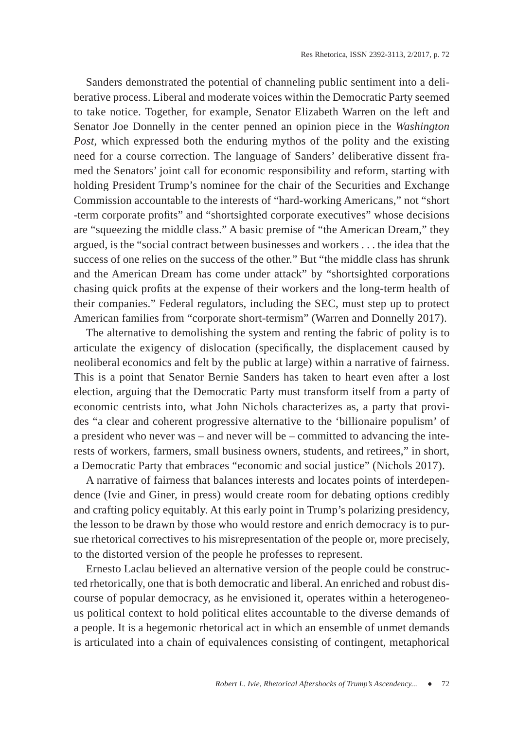Sanders demonstrated the potential of channeling public sentiment into a deliberative process. Liberal and moderate voices within the Democratic Party seemed to take notice. Together, for example, Senator Elizabeth Warren on the left and Senator Joe Donnelly in the center penned an opinion piece in the *Washington Post*, which expressed both the enduring mythos of the polity and the existing need for a course correction. The language of Sanders' deliberative dissent framed the Senators' joint call for economic responsibility and reform, starting with holding President Trump's nominee for the chair of the Securities and Exchange Commission accountable to the interests of "hard-working Americans," not "short-term corporate profits" and "shortsighted corporate executives" whose decisions are "squeezing the middle class." A basic premise of "the American Dream," they argued, is the "social contract between businesses and workers . . . the idea that the success of one relies on the success of the other." But "the middle class has shrunk and the American Dream has come under attack" by "shortsighted corporations chasing quick profits at the expense of their workers and the long-term health of their companies." Federal regulators, including the SEC, must step up to protect American families from "corporate short-termism" (Warren and Donnelly 2017).

The alternative to demolishing the system and renting the fabric of polity is to articulate the exigency of dislocation (specifically, the displacement caused by neoliberal economics and felt by the public at large) within a narrative of fairness. This is a point that Senator Bernie Sanders has taken to heart even after a lost election, arguing that the Democratic Party must transform itself from a party of economic centrists into, what John Nichols characterizes as, a party that provides "a clear and coherent progressive alternative to the 'billionaire populism' of a president who never was – and never will be – committed to advancing the interests of workers, farmers, small business owners, students, and retirees," in short, a Democratic Party that embraces "economic and social justice" (Nichols 2017).

A narrative of fairness that balances interests and locates points of interdependence (Ivie and Giner, in press) would create room for debating options credibly and crafting policy equitably. At this early point in Trump's polarizing presidency, the lesson to be drawn by those who would restore and enrich democracy is to pursue rhetorical correctives to his misrepresentation of the people or, more precisely, to the distorted version of the people he professes to represent.

Ernesto Laclau believed an alternative version of the people could be constructed rhetorically, one that is both democratic and liberal. An enriched and robust discourse of popular democracy, as he envisioned it, operates within a heterogeneous political context to hold political elites accountable to the diverse demands of a people. It is a hegemonic rhetorical act in which an ensemble of unmet demands is articulated into a chain of equivalences consisting of contingent, metaphorical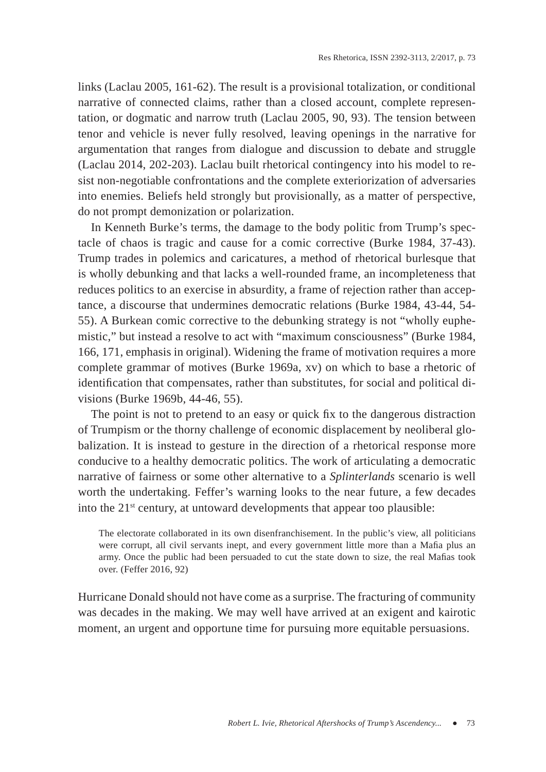links (Laclau 2005, 161-62). The result is a provisional totalization, or conditional narrative of connected claims, rather than a closed account, complete representation, or dogmatic and narrow truth (Laclau 2005, 90, 93). The tension between tenor and vehicle is never fully resolved, leaving openings in the narrative for argumentation that ranges from dialogue and discussion to debate and struggle (Laclau 2014, 202-203). Laclau built rhetorical contingency into his model to resist non-negotiable confrontations and the complete exteriorization of adversaries into enemies. Beliefs held strongly but provisionally, as a matter of perspective, do not prompt demonization or polarization.

In Kenneth Burke's terms, the damage to the body politic from Trump's spectacle of chaos is tragic and cause for a comic corrective (Burke 1984, 37-43). Trump trades in polemics and caricatures, a method of rhetorical burlesque that is wholly debunking and that lacks a well-rounded frame, an incompleteness that reduces politics to an exercise in absurdity, a frame of rejection rather than acceptance, a discourse that undermines democratic relations (Burke 1984, 43-44, 54-55). A Burkean comic corrective to the debunking strategy is not "wholly euphemistic," but instead a resolve to act with "maximum consciousness" (Burke 1984, 166, 171, emphasis in original). Widening the frame of motivation requires a more complete grammar of motives (Burke 1969a, xv) on which to base a rhetoric of identification that compensates, rather than substitutes, for social and political divisions (Burke 1969b, 44-46, 55).

The point is not to pretend to an easy or quick fix to the dangerous distraction of Trumpism or the thorny challenge of economic displacement by neoliberal globalization. It is instead to gesture in the direction of a rhetorical response more conducive to a healthy democratic politics. The work of articulating a democratic narrative of fairness or some other alternative to a *Splinterlands* scenario is well worth the undertaking. Feffer's warning looks to the near future, a few decades into the 21st century, at untoward developments that appear too plausible:

> The electorate collaborated in its own disenfranchisement. In the public's view, all politicians were corrupt, all civil servants inept, and every government little more than a Mafia plus an army. Once the public had been persuaded to cut the state down to size, the real Mafias took over. (Feffer 2016, 92)

Hurricane Donald should not have come as a surprise. The fracturing of community was decades in the making. We may well have arrived at an exigent and kairotic moment, an urgent and opportune time for pursuing more equitable persuasions.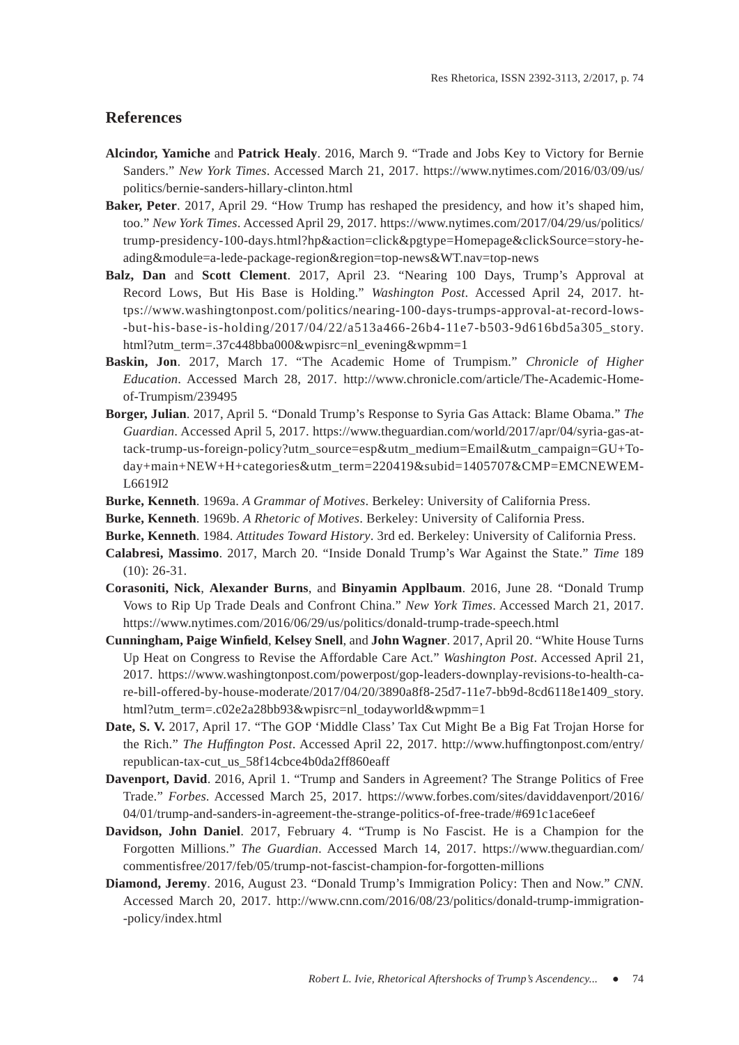## References

**Alcindor, Yamiche** and **Patrick Healy**. 2016, March 9. “Trade and Jobs Key to Victory for Bernie Sanders.” *New York Times*. Accessed March 21, 2017. https://www.nytimes.com/2016/03/09/us/politics/bernie-sanders-hillary-clinton.html

**Baker, Peter**. 2017, April 29. “How Trump has reshaped the presidency, and how it’s shaped him, too.” *New York Times*. Accessed April 29, 2017. https://www.nytimes.com/2017/04/29/us/politics/trump-presidency-100-days.html?hp&action=click&pgtype=Homepage&clickSource=story-heading&module=a-lede-package-region&region=top-news&WT.nav=top-news

**Balz, Dan** and **Scott Clement**. 2017, April 23. “Nearing 100 Days, Trump’s Approval at Record Lows, But His Base is Holding.” *Washington Post*. Accessed April 24, 2017. https://www.washingtonpost.com/politics/nearing-100-days-trumps-approval-at-record-lows--but-his-base-is-holding/2017/04/22/a513a466-26b4-11e7-b503-9d616bd5a305_story.html?utm_term=.37c448bba000&wpisrc=nl_evening&wpmm=1

**Baskin, Jon**. 2017, March 17. “The Academic Home of Trumpism.” *Chronicle of Higher Education*. Accessed March 28, 2017. http://www.chronicle.com/article/The-Academic-Home-of-Trumpism/239495

**Borger, Julian**. 2017, April 5. “Donald Trump’s Response to Syria Gas Attack: Blame Obama.” *The Guardian*. Accessed April 5, 2017. https://www.theguardian.com/world/2017/apr/04/syria-gas-attack-trump-us-foreign-policy?utm_source=esp&utm_medium=Email&utm_campaign=GU+Today+main+NEW+H+categories&utm_term=220419&subid=1405707&CMP=EMCNEWEML6619I2

**Burke, Kenneth**. 1969a. *A Grammar of Motives*. Berkeley: University of California Press.

**Burke, Kenneth**. 1969b. *A Rhetoric of Motives*. Berkeley: University of California Press.

**Burke, Kenneth**. 1984. *Attitudes Toward History*. 3rd ed. Berkeley: University of California Press.

**Calabresi, Massimo**. 2017, March 20. “Inside Donald Trump’s War Against the State.” *Time* 189 (10): 26-31.

**Corasoniti, Nick**, **Alexander Burns**, and **Binyamin Applbaum**. 2016, June 28. “Donald Trump Vows to Rip Up Trade Deals and Confront China.” *New York Times*. Accessed March 21, 2017. https://www.nytimes.com/2016/06/29/us/politics/donald-trump-trade-speech.html

**Cunningham, Paige Winfield**, **Kelsey Snell**, and **John Wagner**. 2017, April 20. “White House Turns Up Heat on Congress to Revise the Affordable Care Act.” *Washington Post*. Accessed April 21, 2017. https://www.washingtonpost.com/powerpost/gop-leaders-downplay-revisions-to-health-care-bill-offered-by-house-moderate/2017/04/20/3890a8f8-25d7-11e7-bb9d-8cd6118e1409_story.html?utm_term=.c02e2a28bb93&wpisrc=nl_todayworld&wpmm=1

**Date, S. V.** 2017, April 17. “The GOP ‘Middle Class’ Tax Cut Might Be a Big Fat Trojan Horse for the Rich.” *The Huffington Post*. Accessed April 22, 2017. http://www.huffingtonpost.com/entry/republican-tax-cut_us_58f14cbce4b0da2ff860eaff

**Davenport, David**. 2016, April 1. “Trump and Sanders in Agreement? The Strange Politics of Free Trade.” *Forbes*. Accessed March 25, 2017. https://www.forbes.com/sites/daviddavenport/2016/04/01/trump-and-sanders-in-agreement-the-strange-politics-of-free-trade/#691c1ace6eef

**Davidson, John Daniel**. 2017, February 4. “Trump is No Fascist. He is a Champion for the Forgotten Millions.” *The Guardian*. Accessed March 14, 2017. https://www.theguardian.com/commentisfree/2017/feb/05/trump-not-fascist-champion-for-forgotten-millions

**Diamond, Jeremy**. 2016, August 23. “Donald Trump’s Immigration Policy: Then and Now.” *CNN*. Accessed March 20, 2017. http://www.cnn.com/2016/08/23/politics/donald-trump-immigration--policy/index.html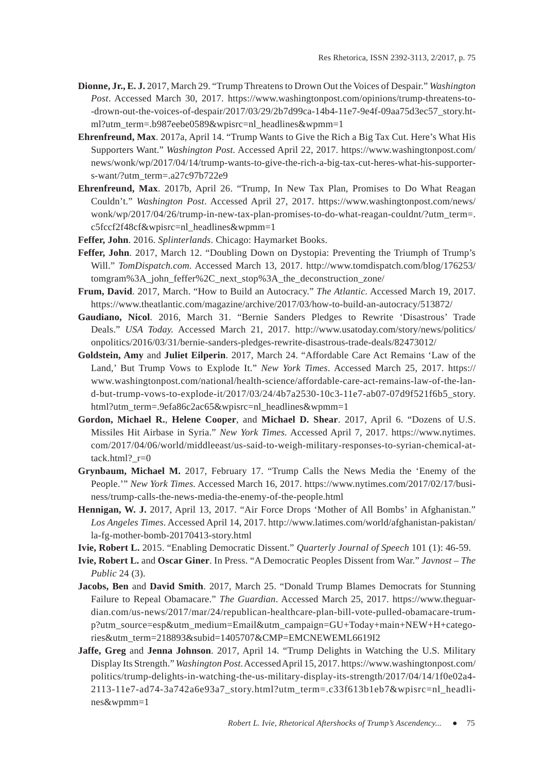**Dionne, Jr., E. J.** 2017, March 29. "Trump Threatens to Drown Out the Voices of Despair." *Washington Post*. Accessed March 30, 2017. https://www.washingtonpost.com/opinions/trump-threatens-to--drown-out-the-voices-of-despair/2017/03/29/2b7d99ca-14b4-11e7-9e4f-09aa75d3ec57_story.html?utm_term=.b987eebe0589&wpisrc=nl_headlines&wpmm=1

**Ehrenfreund, Max**. 2017a, April 14. "Trump Wants to Give the Rich a Big Tax Cut. Here's What His Supporters Want." *Washington Post*. Accessed April 22, 2017. https://www.washingtonpost.com/news/wonk/wp/2017/04/14/trump-wants-to-give-the-rich-a-big-tax-cut-heres-what-his-supporters-want/?utm_term=.a27c97b722e9

**Ehrenfreund, Max**. 2017b, April 26. "Trump, In New Tax Plan, Promises to Do What Reagan Couldn't." *Washington Post*. Accessed April 27, 2017. https://www.washingtonpost.com/news/wonk/wp/2017/04/26/trump-in-new-tax-plan-promises-to-do-what-reagan-couldnt/?utm_term=.c5fccf2f48cf&wpisrc=nl_headlines&wpmm=1

**Feffer, John**. 2016. *Splinterlands*. Chicago: Haymarket Books.

**Feffer, John**. 2017, March 12. "Doubling Down on Dystopia: Preventing the Triumph of Trump's Will." *TomDispatch.com.* Accessed March 13, 2017. http://www.tomdispatch.com/blog/176253/tomgram%3A_john_feffer%2C_next_stop%3A_the_deconstruction_zone/

**Frum, David**. 2017, March. "How to Build an Autocracy." *The Atlantic*. Accessed March 19, 2017. https://www.theatlantic.com/magazine/archive/2017/03/how-to-build-an-autocracy/513872/

**Gaudiano, Nicol**. 2016, March 31. "Bernie Sanders Pledges to Rewrite 'Disastrous' Trade Deals." *USA Today.* Accessed March 21, 2017. http://www.usatoday.com/story/news/politics/onpolitics/2016/03/31/bernie-sanders-pledges-rewrite-disastrous-trade-deals/82473012/

**Goldstein, Amy** and **Juliet Eilperin**. 2017, March 24. "Affordable Care Act Remains 'Law of the Land,' But Trump Vows to Explode It." *New York Times*. Accessed March 25, 2017. https://www.washingtonpost.com/national/health-science/affordable-care-act-remains-law-of-the-land-but-trump-vows-to-explode-it/2017/03/24/4b7a2530-10c3-11e7-ab07-07d9f521f6b5_story.html?utm_term=.9efa86c2ac65&wpisrc=nl_headlines&wpmm=1

**Gordon, Michael R.**, **Helene Cooper**, and **Michael D. Shear**. 2017, April 6. "Dozens of U.S. Missiles Hit Airbase in Syria." *New York Times.* Accessed April 7, 2017. https://www.nytimes.com/2017/04/06/world/middleeast/us-said-to-weigh-military-responses-to-syrian-chemical-attack.html?_r=0

**Grynbaum, Michael M.** 2017, February 17. "Trump Calls the News Media the 'Enemy of the People.'" *New York Times.* Accessed March 16, 2017. https://www.nytimes.com/2017/02/17/business/trump-calls-the-news-media-the-enemy-of-the-people.html

**Hennigan, W. J.** 2017, April 13, 2017. "Air Force Drops 'Mother of All Bombs' in Afghanistan." *Los Angeles Times*. Accessed April 14, 2017. http://www.latimes.com/world/afghanistan-pakistan/la-fg-mother-bomb-20170413-story.html

**Ivie, Robert L.** 2015. "Enabling Democratic Dissent." *Quarterly Journal of Speech* 101 (1): 46-59.

**Ivie, Robert L.** and **Oscar Giner**. In Press. "A Democratic Peoples Dissent from War." *Javnost – The Public* 24 (3).

**Jacobs, Ben** and **David Smith**. 2017, March 25. "Donald Trump Blames Democrats for Stunning Failure to Repeal Obamacare." *The Guardian*. Accessed March 25, 2017. https://www.theguardian.com/us-news/2017/mar/24/republican-healthcare-plan-bill-vote-pulled-obamacare-trump?utm_source=esp&utm_medium=Email&utm_campaign=GU+Today+main+NEW+H+categories&utm_term=218893&subid=1405707&CMP=EMCNEWEML6619I2

**Jaffe, Greg** and **Jenna Johnson**. 2017, April 14. "Trump Delights in Watching the U.S. Military Display Its Strength." *Washington Post.* Accessed April 15, 2017. https://www.washingtonpost.com/politics/trump-delights-in-watching-the-us-military-display-its-strength/2017/04/14/1f0e02a4-2113-11e7-ad74-3a742a6e93a7_story.html?utm_term=.c33f613b1eb7&wpisrc=nl_headlines&wpmm=1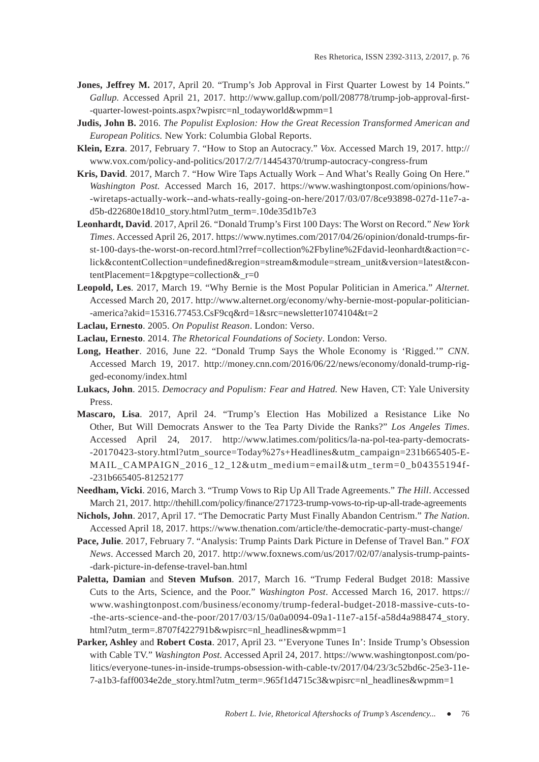**Jones, Jeffrey M.** 2017, April 20. "Trump's Job Approval in First Quarter Lowest by 14 Points." *Gallup.* Accessed April 21, 2017. http://www.gallup.com/poll/208778/trump-job-approval-first--quarter-lowest-points.aspx?wpisrc=nl_todayworld&wpmm=1

**Judis, John B.** 2016. *The Populist Explosion: How the Great Recession Transformed American and European Politics.* New York: Columbia Global Reports.

**Klein, Ezra**. 2017, February 7. "How to Stop an Autocracy." *Vox*. Accessed March 19, 2017. http://www.vox.com/policy-and-politics/2017/2/7/14454370/trump-autocracy-congress-frum

**Kris, David**. 2017, March 7. "How Wire Taps Actually Work – And What's Really Going On Here." *Washington Post.* Accessed March 16, 2017. https://www.washingtonpost.com/opinions/how--wiretaps-actually-work--and-whats-really-going-on-here/2017/03/07/8ce93898-027d-11e7-a-d5b-d22680e18d10_story.html?utm_term=.10de35d1b7e3

**Leonhardt, David**. 2017, April 26. "Donald Trump's First 100 Days: The Worst on Record." *New York Times*. Accessed April 26, 2017. https://www.nytimes.com/2017/04/26/opinion/donald-trumps-first-100-days-the-worst-on-record.html?rref=collection%2Fbyline%2Fdavid-leonhardt&action=click&contentCollection=undefined&region=stream&module=stream_unit&version=latest&contentPlacement=1&pgtype=collection&_r=0

**Leopold, Les**. 2017, March 19. "Why Bernie is the Most Popular Politician in America." *Alternet.* Accessed March 20, 2017. http://www.alternet.org/economy/why-bernie-most-popular-politician--america?akid=15316.77453.CsF9cq&rd=1&src=newsletter1074104&t=2

**Laclau, Ernesto**. 2005. *On Populist Reason*. London: Verso.

**Laclau, Ernesto**. 2014. *The Rhetorical Foundations of Society*. London: Verso.

**Long, Heather**. 2016, June 22. "Donald Trump Says the Whole Economy is 'Rigged.'" *CNN.* Accessed March 19, 2017. http://money.cnn.com/2016/06/22/news/economy/donald-trump-rigged-economy/index.html

**Lukacs, John**. 2015. *Democracy and Populism: Fear and Hatred.* New Haven, CT: Yale University Press.

**Mascaro, Lisa**. 2017, April 24. "Trump's Election Has Mobilized a Resistance Like No Other, But Will Democrats Answer to the Tea Party Divide the Ranks?" *Los Angeles Times*. Accessed April 24, 2017. http://www.latimes.com/politics/la-na-pol-tea-party-democrats--20170423-story.html?utm_source=Today%27s+Headlines&utm_campaign=231b665405-EMAIL_CAMPAIGN_2016_12_12&utm_medium=email&utm_term=0_b04355194f--231b665405-81252177

**Needham, Vicki**. 2016, March 3. "Trump Vows to Rip Up All Trade Agreements." *The Hill*. Accessed March 21, 2017. http://thehill.com/policy/finance/271723-trump-vows-to-rip-up-all-trade-agreements

**Nichols, John**. 2017, April 17. "The Democratic Party Must Finally Abandon Centrism." *The Nation*. Accessed April 18, 2017. https://www.thenation.com/article/the-democratic-party-must-change/

**Pace, Julie**. 2017, February 7. "Analysis: Trump Paints Dark Picture in Defense of Travel Ban." *FOX News*. Accessed March 20, 2017. http://www.foxnews.com/us/2017/02/07/analysis-trump-paints--dark-picture-in-defense-travel-ban.html

**Paletta, Damian** and **Steven Mufson**. 2017, March 16. "Trump Federal Budget 2018: Massive Cuts to the Arts, Science, and the Poor." *Washington Post*. Accessed March 16, 2017. https://www.washingtonpost.com/business/economy/trump-federal-budget-2018-massive-cuts-to--the-arts-science-and-the-poor/2017/03/15/0a0a0094-09a1-11e7-a15f-a58d4a988474_story.html?utm_term=.8707f422791b&wpisrc=nl_headlines&wpmm=1

**Parker, Ashley** and **Robert Costa**. 2017, April 23. "'Everyone Tunes In': Inside Trump's Obsession with Cable TV." *Washington Post*. Accessed April 24, 2017. https://www.washingtonpost.com/politics/everyone-tunes-in-inside-trumps-obsession-with-cable-tv/2017/04/23/3c52bd6c-25e3-11e7-a1b3-faff0034e2de_story.html?utm_term=.965f1d4715c3&wpisrc=nl_headlines&wpmm=1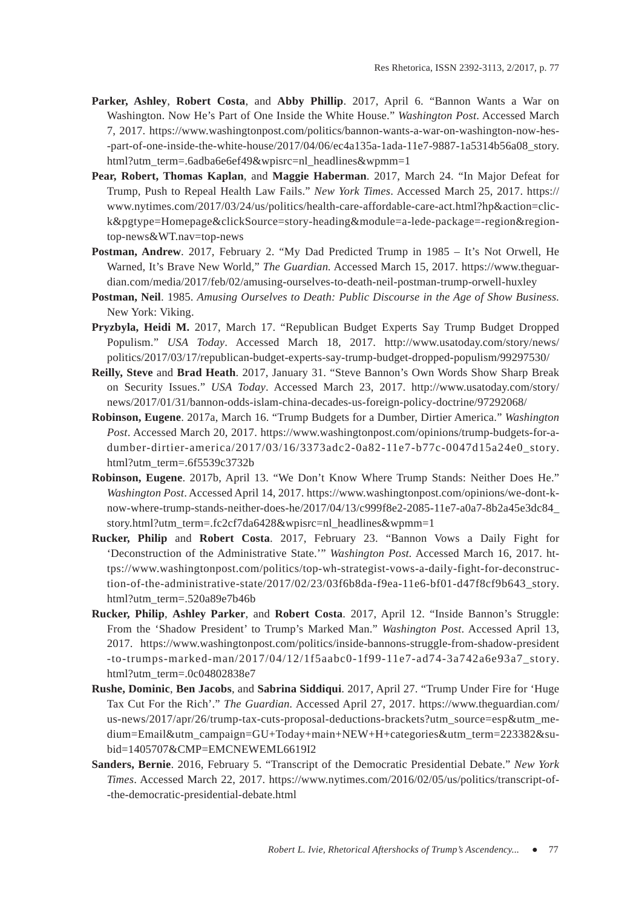**Parker, Ashley**, **Robert Costa**, and **Abby Phillip**. 2017, April 6. "Bannon Wants a War on Washington. Now He's Part of One Inside the White House." *Washington Post*. Accessed March 7, 2017. https://www.washingtonpost.com/politics/bannon-wants-a-war-on-washington-now-hes--part-of-one-inside-the-white-house/2017/04/06/ec4a135a-1ada-11e7-9887-1a5314b56a08_story.html?utm_term=.6adba6e6ef49&wpisrc=nl_headlines&wpmm=1

**Pear, Robert, Thomas Kaplan**, and **Maggie Haberman**. 2017, March 24. "In Major Defeat for Trump, Push to Repeal Health Law Fails." *New York Times*. Accessed March 25, 2017. https://www.nytimes.com/2017/03/24/us/politics/health-care-affordable-care-act.html?hp&action=click&pgtype=Homepage&clickSource=story-heading&module=a-lede-package=-region&region-top-news&WT.nav=top-news

**Postman, Andrew**. 2017, February 2. "My Dad Predicted Trump in 1985 – It's Not Orwell, He Warned, It's Brave New World," *The Guardian*. Accessed March 15, 2017. https://www.theguardian.com/media/2017/feb/02/amusing-ourselves-to-death-neil-postman-trump-orwell-huxley

**Postman, Neil**. 1985. *Amusing Ourselves to Death: Public Discourse in the Age of Show Business.* New York: Viking.

**Pryzbyla, Heidi M.** 2017, March 17. "Republican Budget Experts Say Trump Budget Dropped Populism." *USA Today*. Accessed March 18, 2017. http://www.usatoday.com/story/news/politics/2017/03/17/republican-budget-experts-say-trump-budget-dropped-populism/99297530/

**Reilly, Steve** and **Brad Heath**. 2017, January 31. "Steve Bannon's Own Words Show Sharp Break on Security Issues." *USA Today*. Accessed March 23, 2017. http://www.usatoday.com/story/news/2017/01/31/bannon-odds-islam-china-decades-us-foreign-policy-doctrine/97292068/

**Robinson, Eugene**. 2017a, March 16. "Trump Budgets for a Dumber, Dirtier America." *Washington Post*. Accessed March 20, 2017. https://www.washingtonpost.com/opinions/trump-budgets-for-a-dumber-dirtier-america/2017/03/16/3373adc2-0a82-11e7-b77c-0047d15a24e0_story.html?utm_term=.6f5539c3732b

**Robinson, Eugene**. 2017b, April 13. "We Don't Know Where Trump Stands: Neither Does He." *Washington Post*. Accessed April 14, 2017. https://www.washingtonpost.com/opinions/we-dont-know-where-trump-stands-neither-does-he/2017/04/13/c999f8e2-2085-11e7-a0a7-8b2a45e3dc84_story.html?utm_term=.fc2cf7da6428&wpisrc=nl_headlines&wpmm=1

**Rucker, Philip** and **Robert Costa**. 2017, February 23. "Bannon Vows a Daily Fight for 'Deconstruction of the Administrative State.'" *Washington Post*. Accessed March 16, 2017. https://www.washingtonpost.com/politics/top-wh-strategist-vows-a-daily-fight-for-deconstruction-of-the-administrative-state/2017/02/23/03f6b8da-f9ea-11e6-bf01-d47f8cf9b643_story.html?utm_term=.520a89e7b46b

**Rucker, Philip**, **Ashley Parker**, and **Robert Costa**. 2017, April 12. "Inside Bannon's Struggle: From the 'Shadow President' to Trump's Marked Man." *Washington Post*. Accessed April 13, 2017. https://www.washingtonpost.com/politics/inside-bannons-struggle-from-shadow-president-to-trumps-marked-man/2017/04/12/1f5aabc0-1f99-11e7-ad74-3a742a6e93a7_story.html?utm_term=.0c04802838e7

**Rushe, Dominic**, **Ben Jacobs**, and **Sabrina Siddiqui**. 2017, April 27. "Trump Under Fire for 'Huge Tax Cut For the Rich'." *The Guardian*. Accessed April 27, 2017. https://www.theguardian.com/us-news/2017/apr/26/trump-tax-cuts-proposal-deductions-brackets?utm_source=esp&utm_medium=Email&utm_campaign=GU+Today+main+NEW+H+categories&utm_term=223382&subid=1405707&CMP=EMCNEWEML6619I2

**Sanders, Bernie**. 2016, February 5. "Transcript of the Democratic Presidential Debate." *New York Times*. Accessed March 22, 2017. https://www.nytimes.com/2016/02/05/us/politics/transcript-of--the-democratic-presidential-debate.html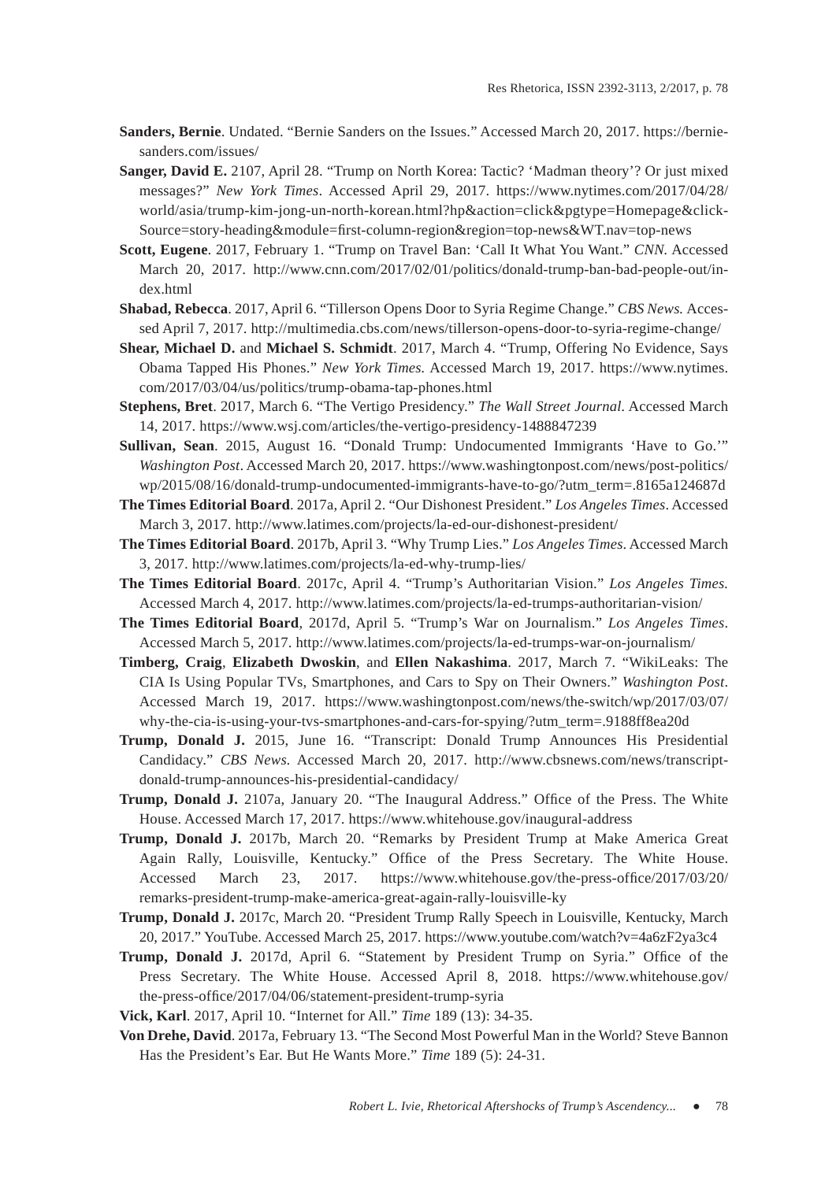**Sanders, Bernie**. Undated. "Bernie Sanders on the Issues." Accessed March 20, 2017. https://berniesanders.com/issues/

**Sanger, David E.** 2107, April 28. "Trump on North Korea: Tactic? 'Madman theory'? Or just mixed messages?" *New York Times*. Accessed April 29, 2017. https://www.nytimes.com/2017/04/28/world/asia/trump-kim-jong-un-north-korean.html?hp&action=click&pgtype=Homepage&clickSource=story-heading&module=first-column-region&region=top-news&WT.nav=top-news

**Scott, Eugene**. 2017, February 1. "Trump on Travel Ban: 'Call It What You Want." *CNN*. Accessed March 20, 2017. http://www.cnn.com/2017/02/01/politics/donald-trump-ban-bad-people-out/index.html

**Shabad, Rebecca**. 2017, April 6. "Tillerson Opens Door to Syria Regime Change." *CBS News.* Accessed April 7, 2017. http://multimedia.cbs.com/news/tillerson-opens-door-to-syria-regime-change/

**Shear, Michael D.** and **Michael S. Schmidt**. 2017, March 4. "Trump, Offering No Evidence, Says Obama Tapped His Phones." *New York Times.* Accessed March 19, 2017. https://www.nytimes.com/2017/03/04/us/politics/trump-obama-tap-phones.html

**Stephens, Bret**. 2017, March 6. "The Vertigo Presidency." *The Wall Street Journal*. Accessed March 14, 2017. https://www.wsj.com/articles/the-vertigo-presidency-1488847239

**Sullivan, Sean**. 2015, August 16. "Donald Trump: Undocumented Immigrants 'Have to Go.'" *Washington Post*. Accessed March 20, 2017. https://www.washingtonpost.com/news/post-politics/wp/2015/08/16/donald-trump-undocumented-immigrants-have-to-go/?utm_term=.8165a124687d

**The Times Editorial Board**. 2017a, April 2. "Our Dishonest President." *Los Angeles Times*. Accessed March 3, 2017. http://www.latimes.com/projects/la-ed-our-dishonest-president/

**The Times Editorial Board**. 2017b, April 3. "Why Trump Lies." *Los Angeles Times*. Accessed March 3, 2017. http://www.latimes.com/projects/la-ed-why-trump-lies/

**The Times Editorial Board**. 2017c, April 4. "Trump's Authoritarian Vision." *Los Angeles Times.* Accessed March 4, 2017. http://www.latimes.com/projects/la-ed-trumps-authoritarian-vision/

**The Times Editorial Board**, 2017d, April 5. "Trump's War on Journalism." *Los Angeles Times*. Accessed March 5, 2017. http://www.latimes.com/projects/la-ed-trumps-war-on-journalism/

**Timberg, Craig**, **Elizabeth Dwoskin**, and **Ellen Nakashima**. 2017, March 7. "WikiLeaks: The CIA Is Using Popular TVs, Smartphones, and Cars to Spy on Their Owners." *Washington Post*. Accessed March 19, 2017. https://www.washingtonpost.com/news/the-switch/wp/2017/03/07/why-the-cia-is-using-your-tvs-smartphones-and-cars-for-spying/?utm_term=.9188ff8ea20d

**Trump, Donald J.** 2015, June 16. "Transcript: Donald Trump Announces His Presidential Candidacy." *CBS News*. Accessed March 20, 2017. http://www.cbsnews.com/news/transcript-donald-trump-announces-his-presidential-candidacy/

**Trump, Donald J.** 2107a, January 20. "The Inaugural Address." Office of the Press. The White House. Accessed March 17, 2017. https://www.whitehouse.gov/inaugural-address

**Trump, Donald J.** 2017b, March 20. "Remarks by President Trump at Make America Great Again Rally, Louisville, Kentucky." Office of the Press Secretary. The White House. Accessed March 23, 2017. https://www.whitehouse.gov/the-press-office/2017/03/20/remarks-president-trump-make-america-great-again-rally-louisville-ky

**Trump, Donald J.** 2017c, March 20. "President Trump Rally Speech in Louisville, Kentucky, March 20, 2017." YouTube. Accessed March 25, 2017. https://www.youtube.com/watch?v=4a6zF2ya3c4

**Trump, Donald J.** 2017d, April 6. "Statement by President Trump on Syria." Office of the Press Secretary. The White House. Accessed April 8, 2018. https://www.whitehouse.gov/the-press-office/2017/04/06/statement-president-trump-syria

**Vick, Karl**. 2017, April 10. "Internet for All." *Time* 189 (13): 34-35.

**Von Drehe, David**. 2017a, February 13. "The Second Most Powerful Man in the World? Steve Bannon Has the President's Ear. But He Wants More." *Time* 189 (5): 24-31.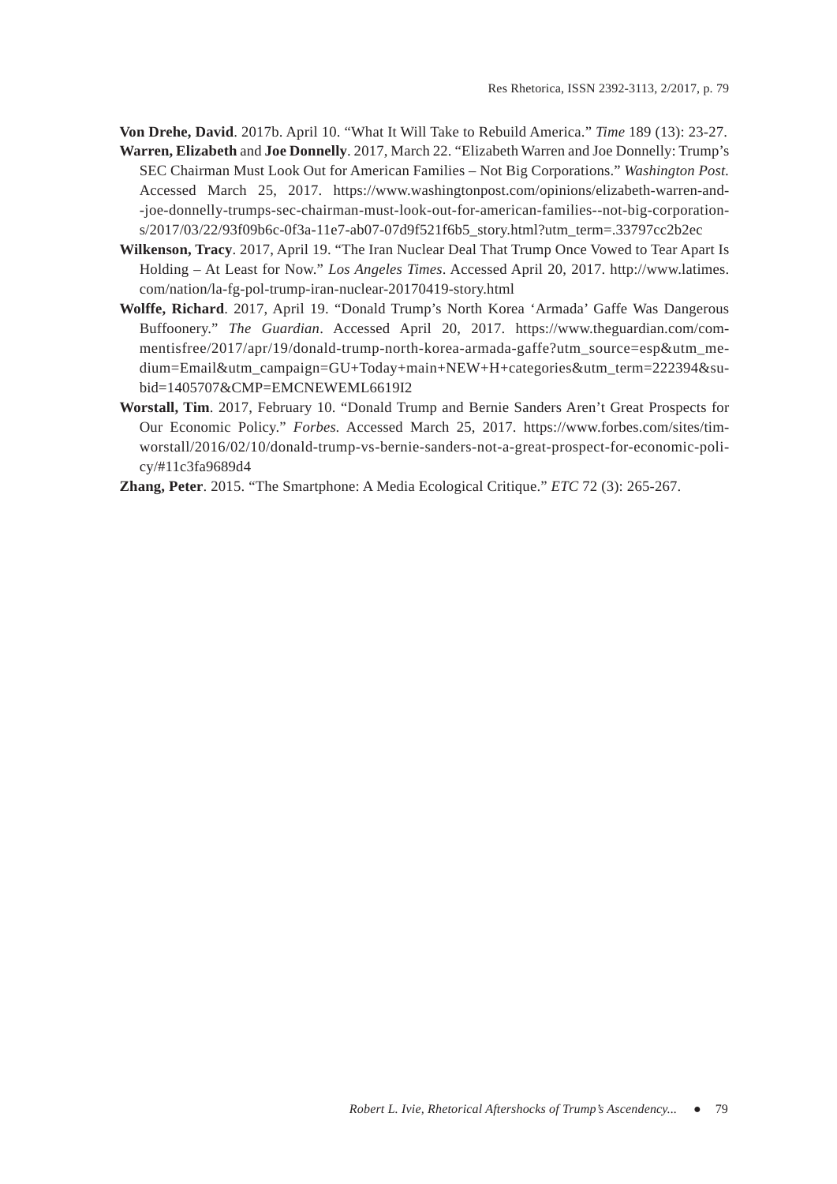**Von Drehe, David**. 2017b. April 10. “What It Will Take to Rebuild America.” *Time* 189 (13): 23-27.

**Warren, Elizabeth** and **Joe Donnelly**. 2017, March 22. “Elizabeth Warren and Joe Donnelly: Trump’s SEC Chairman Must Look Out for American Families – Not Big Corporations.” *Washington Post.* Accessed March 25, 2017. https://www.washingtonpost.com/opinions/elizabeth-warren-and--joe-donnelly-trumps-sec-chairman-must-look-out-for-american-families--not-big-corporations/2017/03/22/93f09b6c-0f3a-11e7-ab07-07d9f521f6b5_story.html?utm_term=.33797cc2b2ec

**Wilkenson, Tracy**. 2017, April 19. “The Iran Nuclear Deal That Trump Once Vowed to Tear Apart Is Holding – At Least for Now.” *Los Angeles Times*. Accessed April 20, 2017. http://www.latimes.com/nation/la-fg-pol-trump-iran-nuclear-20170419-story.html

**Wolffe, Richard**. 2017, April 19. “Donald Trump’s North Korea ‘Armada’ Gaffe Was Dangerous Buffoonery.” *The Guardian*. Accessed April 20, 2017. https://www.theguardian.com/commentisfree/2017/apr/19/donald-trump-north-korea-armada-gaffe?utm_source=esp&utm_medium=Email&utm_campaign=GU+Today+main+NEW+H+categories&utm_term=222394&subid=1405707&CMP=EMCNEWEML6619I2

**Worstall, Tim**. 2017, February 10. “Donald Trump and Bernie Sanders Aren’t Great Prospects for Our Economic Policy.” *Forbes.* Accessed March 25, 2017. https://www.forbes.com/sites/timworstall/2016/02/10/donald-trump-vs-bernie-sanders-not-a-great-prospect-for-economic-policy/#11c3fa9689d4

**Zhang, Peter**. 2015. “The Smartphone: A Media Ecological Critique.” *ETC* 72 (3): 265-267.